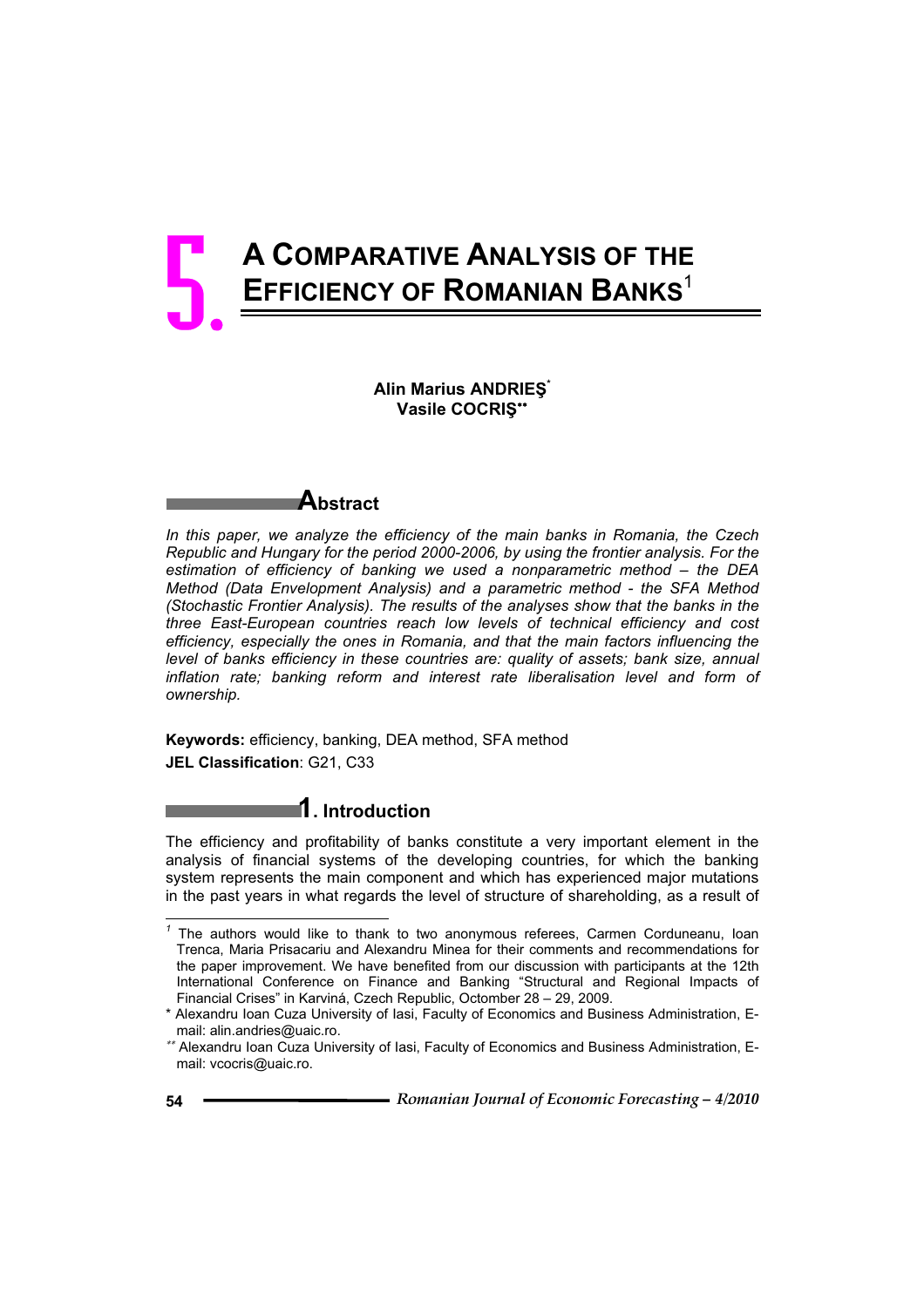# 5. A COMPARATIVE ANALYSIS OF THE EFFICIENCY OF ROMANIAN BANKS[1]

**Alin Marius ANDRIEŞ[*]**
**Vasile COCRIŞ[**]**

## Abstract

*In this paper, we analyze the efficiency of the main banks in Romania, the Czech Republic and Hungary for the period 2000-2006, by using the frontier analysis. For the estimation of efficiency of banking we used a nonparametric method – the DEA Method (Data Envelopment Analysis) and a parametric method - the SFA Method (Stochastic Frontier Analysis). The results of the analyses show that the banks in the three East-European countries reach low levels of technical efficiency and cost efficiency, especially the ones in Romania, and that the main factors influencing the level of banks efficiency in these countries are: quality of assets; bank size, annual inflation rate; banking reform and interest rate liberalisation level and form of ownership.*

**Keywords:** efficiency, banking, DEA method, SFA method
**JEL Classification**: G21, C33

## 1. Introduction

The efficiency and profitability of banks constitute a very important element in the analysis of financial systems of the developing countries, for which the banking system represents the main component and which has experienced major mutations in the past years in what regards the level of structure of shareholding, as a result of

---

[1] The authors would like to thank to two anonymous referees, Carmen Corduneanu, Ioan Trenca, Maria Prisacariu and Alexandru Minea for their comments and recommendations for the paper improvement. We have benefited from our discussion with participants at the 12th International Conference on Finance and Banking "Structural and Regional Impacts of Financial Crises" in Karviná, Czech Republic, Octomber 28 – 29, 2009.

[*] Alexandru Ioan Cuza University of Iasi, Faculty of Economics and Business Administration, E-mail: alin.andries@uaic.ro.

[**] Alexandru Ioan Cuza University of Iasi, Faculty of Economics and Business Administration, E-mail: vcocris@uaic.ro.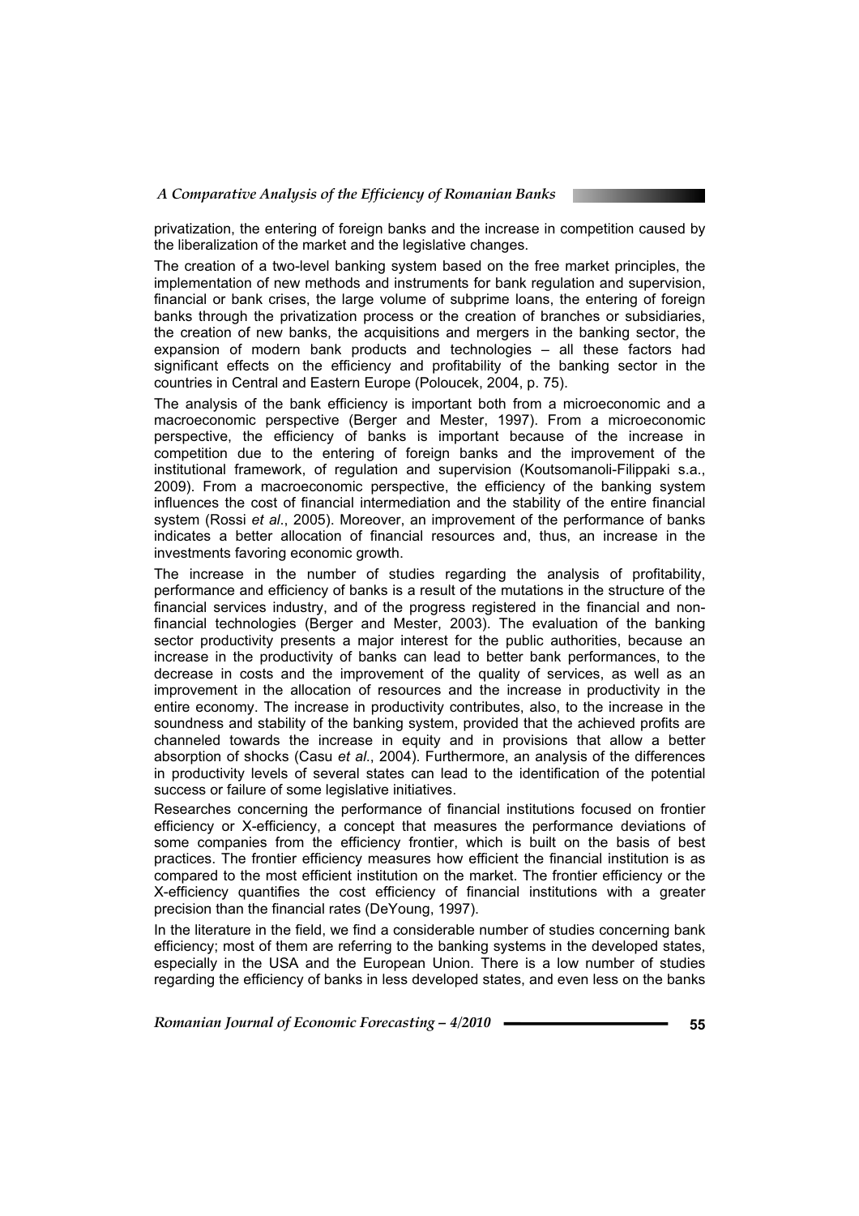privatization, the entering of foreign banks and the increase in competition caused by the liberalization of the market and the legislative changes.

The creation of a two-level banking system based on the free market principles, the implementation of new methods and instruments for bank regulation and supervision, financial or bank crises, the large volume of subprime loans, the entering of foreign banks through the privatization process or the creation of branches or subsidiaries, the creation of new banks, the acquisitions and mergers in the banking sector, the expansion of modern bank products and technologies – all these factors had significant effects on the efficiency and profitability of the banking sector in the countries in Central and Eastern Europe (Poloucek, 2004, p. 75).

The analysis of the bank efficiency is important both from a microeconomic and a macroeconomic perspective (Berger and Mester, 1997). From a microeconomic perspective, the efficiency of banks is important because of the increase in competition due to the entering of foreign banks and the improvement of the institutional framework, of regulation and supervision (Koutsomanoli-Filippaki s.a., 2009). From a macroeconomic perspective, the efficiency of the banking system influences the cost of financial intermediation and the stability of the entire financial system (Rossi *et al*., 2005). Moreover, an improvement of the performance of banks indicates a better allocation of financial resources and, thus, an increase in the investments favoring economic growth.

The increase in the number of studies regarding the analysis of profitability, performance and efficiency of banks is a result of the mutations in the structure of the financial services industry, and of the progress registered in the financial and non-financial technologies (Berger and Mester, 2003). The evaluation of the banking sector productivity presents a major interest for the public authorities, because an increase in the productivity of banks can lead to better bank performances, to the decrease in costs and the improvement of the quality of services, as well as an improvement in the allocation of resources and the increase in productivity in the entire economy. The increase in productivity contributes, also, to the increase in the soundness and stability of the banking system, provided that the achieved profits are channeled towards the increase in equity and in provisions that allow a better absorption of shocks (Casu *et al*., 2004). Furthermore, an analysis of the differences in productivity levels of several states can lead to the identification of the potential success or failure of some legislative initiatives.

Researches concerning the performance of financial institutions focused on frontier efficiency or X-efficiency, a concept that measures the performance deviations of some companies from the efficiency frontier, which is built on the basis of best practices. The frontier efficiency measures how efficient the financial institution is as compared to the most efficient institution on the market. The frontier efficiency or the X-efficiency quantifies the cost efficiency of financial institutions with a greater precision than the financial rates (DeYoung, 1997).

In the literature in the field, we find a considerable number of studies concerning bank efficiency; most of them are referring to the banking systems in the developed states, especially in the USA and the European Union. There is a low number of studies regarding the efficiency of banks in less developed states, and even less on the banks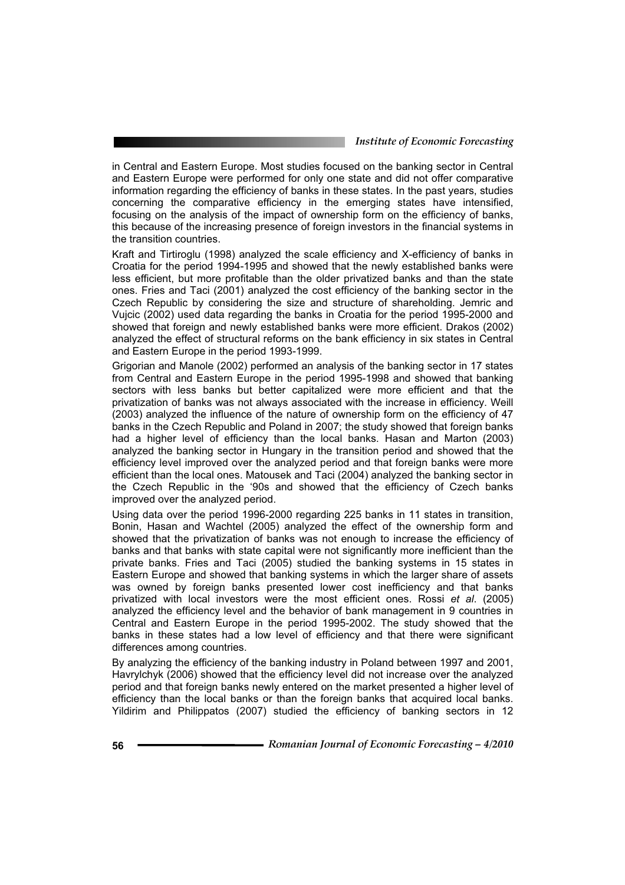in Central and Eastern Europe. Most studies focused on the banking sector in Central and Eastern Europe were performed for only one state and did not offer comparative information regarding the efficiency of banks in these states. In the past years, studies concerning the comparative efficiency in the emerging states have intensified, focusing on the analysis of the impact of ownership form on the efficiency of banks, this because of the increasing presence of foreign investors in the financial systems in the transition countries.

Kraft and Tirtiroglu (1998) analyzed the scale efficiency and X-efficiency of banks in Croatia for the period 1994-1995 and showed that the newly established banks were less efficient, but more profitable than the older privatized banks and than the state ones. Fries and Taci (2001) analyzed the cost efficiency of the banking sector in the Czech Republic by considering the size and structure of shareholding. Jemric and Vujcic (2002) used data regarding the banks in Croatia for the period 1995-2000 and showed that foreign and newly established banks were more efficient. Drakos (2002) analyzed the effect of structural reforms on the bank efficiency in six states in Central and Eastern Europe in the period 1993-1999.

Grigorian and Manole (2002) performed an analysis of the banking sector in 17 states from Central and Eastern Europe in the period 1995-1998 and showed that banking sectors with less banks but better capitalized were more efficient and that the privatization of banks was not always associated with the increase in efficiency. Weill (2003) analyzed the influence of the nature of ownership form on the efficiency of 47 banks in the Czech Republic and Poland in 2007; the study showed that foreign banks had a higher level of efficiency than the local banks. Hasan and Marton (2003) analyzed the banking sector in Hungary in the transition period and showed that the efficiency level improved over the analyzed period and that foreign banks were more efficient than the local ones. Matousek and Taci (2004) analyzed the banking sector in the Czech Republic in the '90s and showed that the efficiency of Czech banks improved over the analyzed period.

Using data over the period 1996-2000 regarding 225 banks in 11 states in transition, Bonin, Hasan and Wachtel (2005) analyzed the effect of the ownership form and showed that the privatization of banks was not enough to increase the efficiency of banks and that banks with state capital were not significantly more inefficient than the private banks. Fries and Taci (2005) studied the banking systems in 15 states in Eastern Europe and showed that banking systems in which the larger share of assets was owned by foreign banks presented lower cost inefficiency and that banks privatized with local investors were the most efficient ones. Rossi *et al*. (2005) analyzed the efficiency level and the behavior of bank management in 9 countries in Central and Eastern Europe in the period 1995-2002. The study showed that the banks in these states had a low level of efficiency and that there were significant differences among countries.

By analyzing the efficiency of the banking industry in Poland between 1997 and 2001, Havrylchyk (2006) showed that the efficiency level did not increase over the analyzed period and that foreign banks newly entered on the market presented a higher level of efficiency than the local banks or than the foreign banks that acquired local banks. Yildirim and Philippatos (2007) studied the efficiency of banking sectors in 12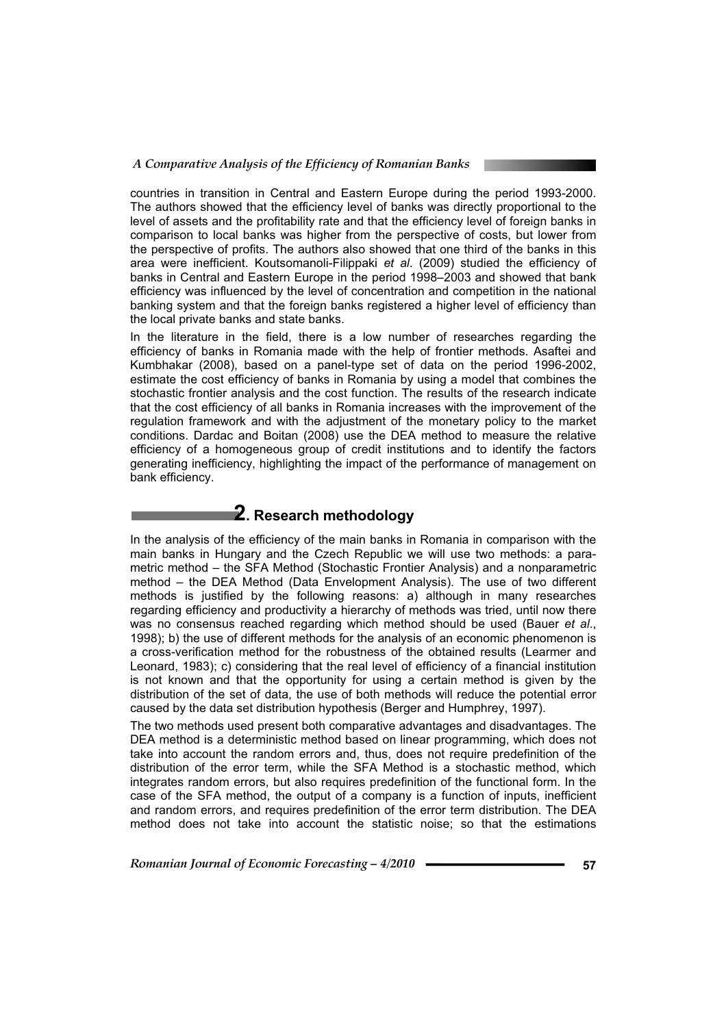countries in transition in Central and Eastern Europe during the period 1993-2000. The authors showed that the efficiency level of banks was directly proportional to the level of assets and the profitability rate and that the efficiency level of foreign banks in comparison to local banks was higher from the perspective of costs, but lower from the perspective of profits. The authors also showed that one third of the banks in this area were inefficient. Koutsomanoli-Filippaki *et al*. (2009) studied the efficiency of banks in Central and Eastern Europe in the period 1998–2003 and showed that bank efficiency was influenced by the level of concentration and competition in the national banking system and that the foreign banks registered a higher level of efficiency than the local private banks and state banks.

In the literature in the field, there is a low number of researches regarding the efficiency of banks in Romania made with the help of frontier methods. Asaftei and Kumbhakar (2008), based on a panel-type set of data on the period 1996-2002, estimate the cost efficiency of banks in Romania by using a model that combines the stochastic frontier analysis and the cost function. The results of the research indicate that the cost efficiency of all banks in Romania increases with the improvement of the regulation framework and with the adjustment of the monetary policy to the market conditions. Dardac and Boitan (2008) use the DEA method to measure the relative efficiency of a homogeneous group of credit institutions and to identify the factors generating inefficiency, highlighting the impact of the performance of management on bank efficiency.

## 2. Research methodology

In the analysis of the efficiency of the main banks in Romania in comparison with the main banks in Hungary and the Czech Republic we will use two methods: a parametric method – the SFA Method (Stochastic Frontier Analysis) and a nonparametric method – the DEA Method (Data Envelopment Analysis). The use of two different methods is justified by the following reasons: a) although in many researches regarding efficiency and productivity a hierarchy of methods was tried, until now there was no consensus reached regarding which method should be used (Bauer *et al*., 1998); b) the use of different methods for the analysis of an economic phenomenon is a cross-verification method for the robustness of the obtained results (Learmer and Leonard, 1983); c) considering that the real level of efficiency of a financial institution is not known and that the opportunity for using a certain method is given by the distribution of the set of data, the use of both methods will reduce the potential error caused by the data set distribution hypothesis (Berger and Humphrey, 1997).

The two methods used present both comparative advantages and disadvantages. The DEA method is a deterministic method based on linear programming, which does not take into account the random errors and, thus, does not require predefinition of the distribution of the error term, while the SFA Method is a stochastic method, which integrates random errors, but also requires predefinition of the functional form. In the case of the SFA method, the output of a company is a function of inputs, inefficient and random errors, and requires predefinition of the error term distribution. The DEA method does not take into account the statistic noise; so that the estimations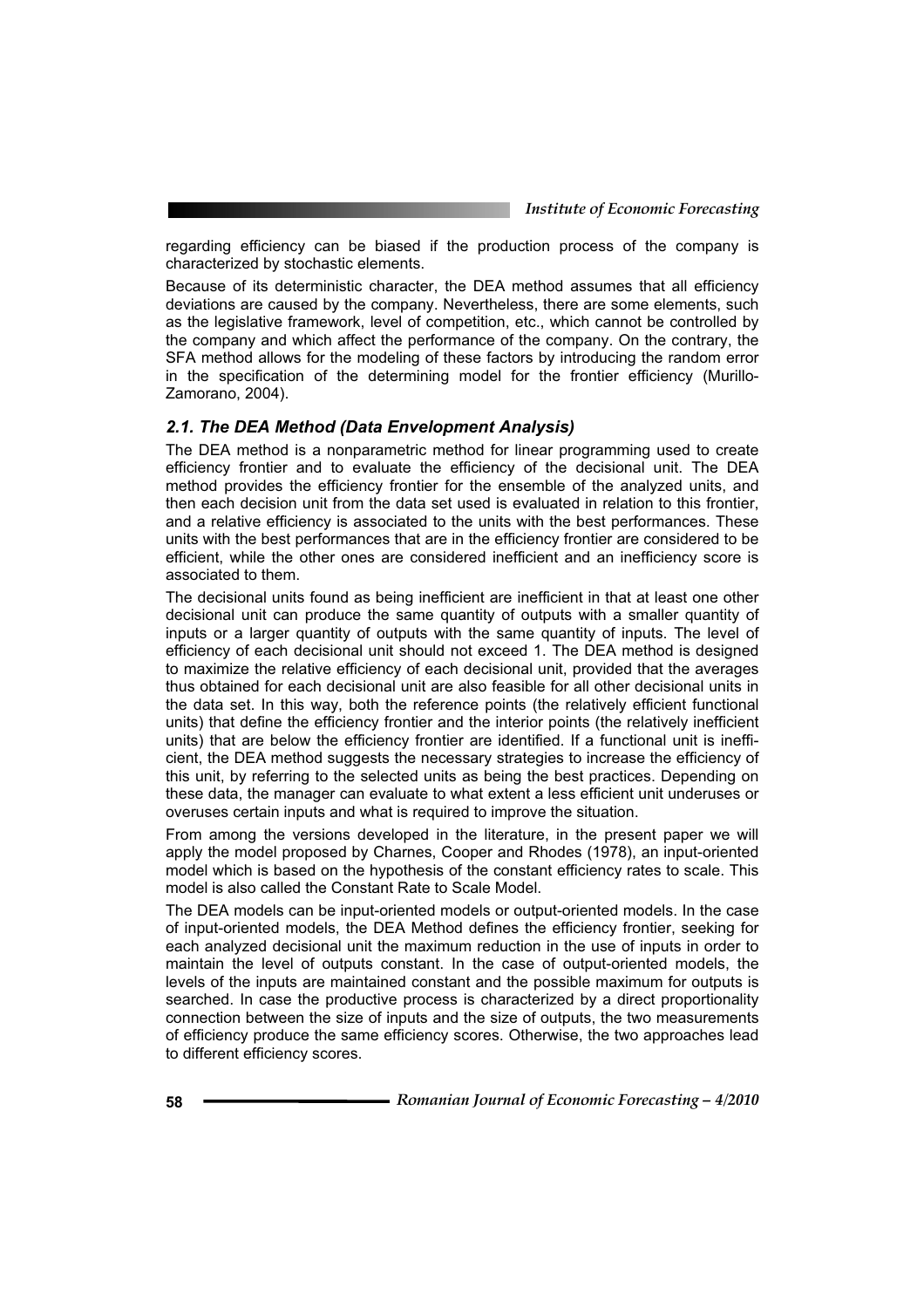regarding efficiency can be biased if the production process of the company is characterized by stochastic elements.

Because of its deterministic character, the DEA method assumes that all efficiency deviations are caused by the company. Nevertheless, there are some elements, such as the legislative framework, level of competition, etc., which cannot be controlled by the company and which affect the performance of the company. On the contrary, the SFA method allows for the modeling of these factors by introducing the random error in the specification of the determining model for the frontier efficiency (Murillo-Zamorano, 2004).

### *2.1. The DEA Method (Data Envelopment Analysis)*

The DEA method is a nonparametric method for linear programming used to create efficiency frontier and to evaluate the efficiency of the decisional unit. The DEA method provides the efficiency frontier for the ensemble of the analyzed units, and then each decision unit from the data set used is evaluated in relation to this frontier, and a relative efficiency is associated to the units with the best performances. These units with the best performances that are in the efficiency frontier are considered to be efficient, while the other ones are considered inefficient and an inefficiency score is associated to them.

The decisional units found as being inefficient are inefficient in that at least one other decisional unit can produce the same quantity of outputs with a smaller quantity of inputs or a larger quantity of outputs with the same quantity of inputs. The level of efficiency of each decisional unit should not exceed 1. The DEA method is designed to maximize the relative efficiency of each decisional unit, provided that the averages thus obtained for each decisional unit are also feasible for all other decisional units in the data set. In this way, both the reference points (the relatively efficient functional units) that define the efficiency frontier and the interior points (the relatively inefficient units) that are below the efficiency frontier are identified. If a functional unit is inefficient, the DEA method suggests the necessary strategies to increase the efficiency of this unit, by referring to the selected units as being the best practices. Depending on these data, the manager can evaluate to what extent a less efficient unit underuses or overuses certain inputs and what is required to improve the situation.

From among the versions developed in the literature, in the present paper we will apply the model proposed by Charnes, Cooper and Rhodes (1978), an input-oriented model which is based on the hypothesis of the constant efficiency rates to scale. This model is also called the Constant Rate to Scale Model.

The DEA models can be input-oriented models or output-oriented models. In the case of input-oriented models, the DEA Method defines the efficiency frontier, seeking for each analyzed decisional unit the maximum reduction in the use of inputs in order to maintain the level of outputs constant. In the case of output-oriented models, the levels of the inputs are maintained constant and the possible maximum for outputs is searched. In case the productive process is characterized by a direct proportionality connection between the size of inputs and the size of outputs, the two measurements of efficiency produce the same efficiency scores. Otherwise, the two approaches lead to different efficiency scores.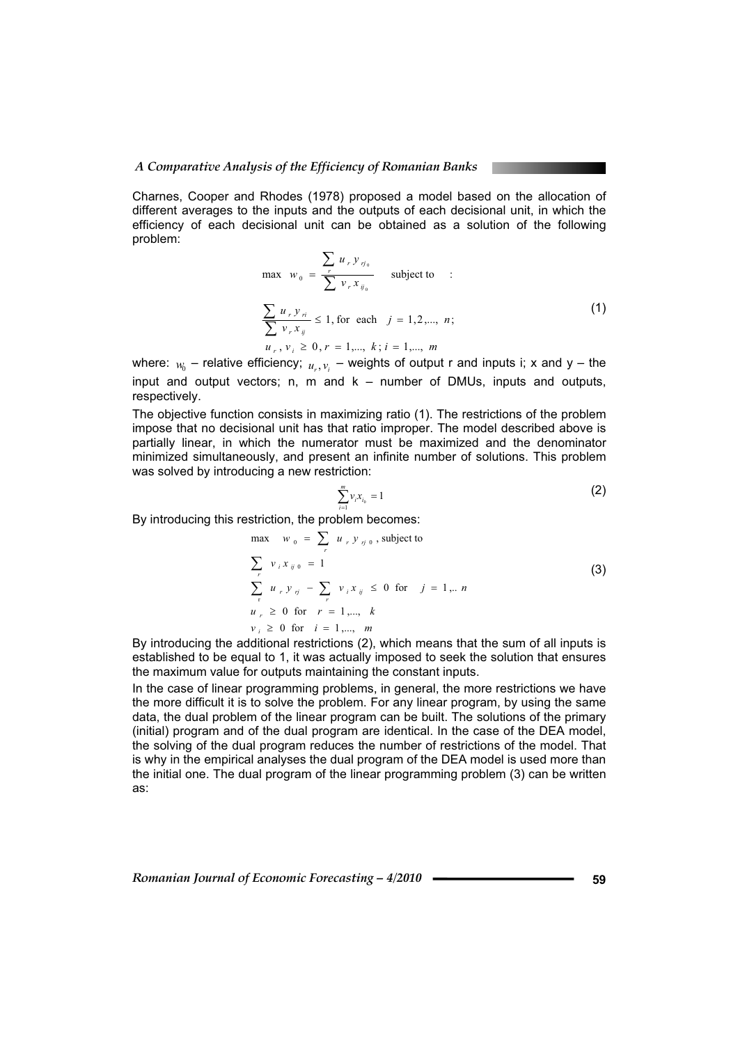Charnes, Cooper and Rhodes (1978) proposed a model based on the allocation of different averages to the inputs and the outputs of each decisional unit, in which the efficiency of each decisional unit can be obtained as a solution of the following problem:

$$
\begin{aligned}
&\max \quad w_0 = \frac{\sum_r u_r y_{rj_0}}{\sum v_r x_{ij_0}} \quad \text{subject to} \quad : \\
&\frac{\sum u_r y_{ri}}{\sum v_r x_{ij}} \le 1, \text{ for each } \quad j = 1,2,..., n; \\
&u_r, v_i \ge 0, r = 1,..., k; i = 1,..., m
\end{aligned}
\tag{1}
$$

where: $w_0$ – relative efficiency; $u_r, v_i$ – weights of output r and inputs i; x and y – the input and output vectors; n, m and k – number of DMUs, inputs and outputs, respectively.

The objective function consists in maximizing ratio (1). The restrictions of the problem impose that no decisional unit has that ratio improper. The model described above is partially linear, in which the numerator must be maximized and the denominator minimized simultaneously, and present an infinite number of solutions. This problem was solved by introducing a new restriction:

$$
\sum_{i=1}^{m} v_i x_{i_0} = 1 \tag{2}
$$

By introducing this restriction, the problem becomes:

$$
\begin{aligned}
&\max \quad w_0 = \sum_r u_r y_{rj0}, \text{ subject to} \\
&\sum_r v_i x_{ij0} = 1 \\
&\sum_r u_r y_{rj} - \sum_r v_i x_{ij} \le 0 \quad \text{for} \quad j = 1,.. n \\
&u_r \ge 0 \quad \text{for} \quad r = 1,..., k \\
&v_i \ge 0 \quad \text{for} \quad i = 1,..., m
\end{aligned}
\tag{3}
$$

By introducing the additional restrictions (2), which means that the sum of all inputs is established to be equal to 1, it was actually imposed to seek the solution that ensures the maximum value for outputs maintaining the constant inputs.

In the case of linear programming problems, in general, the more restrictions we have the more difficult it is to solve the problem. For any linear program, by using the same data, the dual problem of the linear program can be built. The solutions of the primary (initial) program and of the dual program are identical. In the case of the DEA model, the solving of the dual program reduces the number of restrictions of the model. That is why in the empirical analyses the dual program of the DEA model is used more than the initial one. The dual program of the linear programming problem (3) can be written as: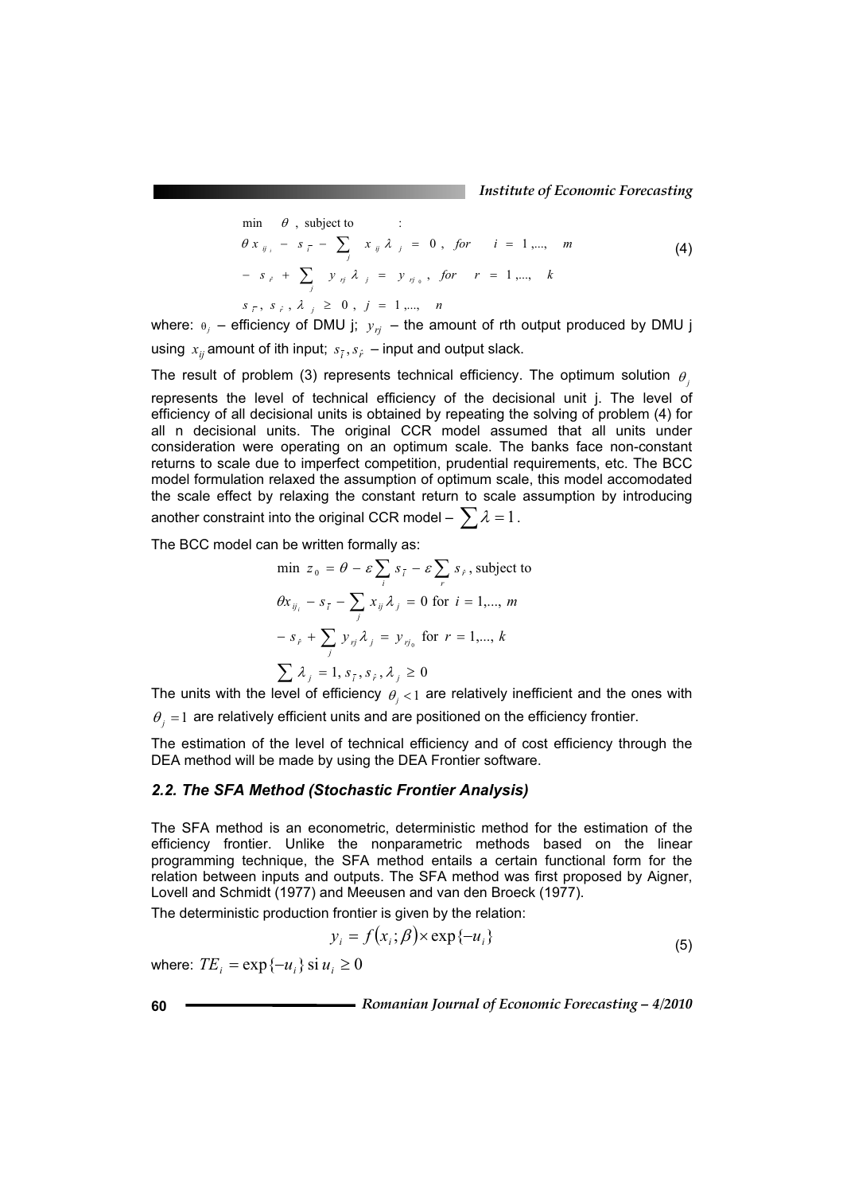$$
\begin{aligned}
&\min \quad \theta \text{ , subject to} \quad : \\
&\theta x_{ij_i} - s_{\bar{i}} - \sum_j x_{ij} \lambda_j = 0 , \quad for \quad i = 1,..., \quad m \\
&- s_{\hat{r}} + \sum_j y_{rj} \lambda_j = y_{rj_0} , \quad for \quad r = 1,..., \quad k \\
&s_{\bar{i}} , s_{\hat{r}} , \lambda_j \geq 0 , \; j = 1,..., \quad n
\end{aligned}
\tag{4}
$$

where: $\theta_j$ – efficiency of DMU j; $y_{rj}$ – the amount of rth output produced by DMU j using $x_{ij}$ amount of ith input; $s_{\bar{i}}, s_{\hat{r}}$ – input and output slack.

The result of problem (3) represents technical efficiency. The optimum solution $\theta_j$ represents the level of technical efficiency of the decisional unit j. The level of efficiency of all decisional units is obtained by repeating the solving of problem (4) for all n decisional units. The original CCR model assumed that all units under consideration were operating on an optimum scale. The banks face non-constant returns to scale due to imperfect competition, prudential requirements, etc. The BCC model formulation relaxed the assumption of optimum scale, this model accomodated the scale effect by relaxing the constant return to scale assumption by introducing another constraint into the original CCR model – $\sum \lambda = 1$.

The BCC model can be written formally as:

$$
\begin{aligned}
&\min \; z_0 = \theta - \varepsilon \sum_i s_{\bar{i}} - \varepsilon \sum_r s_{\hat{r}} \text{, subject to} \\
&\theta x_{ij_i} - s_{\bar{i}} - \sum_j x_{ij} \lambda_j = 0 \text{ for } i = 1,..., m \\
&- s_{\hat{r}} + \sum_j y_{rj} \lambda_j = y_{rj_0} \text{ for } r = 1,..., k \\
&\sum \lambda_j = 1, s_{\bar{i}}, s_{\hat{r}}, \lambda_j \geq 0
\end{aligned}
$$

The units with the level of efficiency $\theta_j < 1$ are relatively inefficient and the ones with $\theta_j = 1$ are relatively efficient units and are positioned on the efficiency frontier.

The estimation of the level of technical efficiency and of cost efficiency through the DEA method will be made by using the DEA Frontier software.

### *2.2. The SFA Method (Stochastic Frontier Analysis)*

The SFA method is an econometric, deterministic method for the estimation of the efficiency frontier. Unlike the nonparametric methods based on the linear programming technique, the SFA method entails a certain functional form for the relation between inputs and outputs. The SFA method was first proposed by Aigner, Lovell and Schmidt (1977) and Meeusen and van den Broeck (1977).

The deterministic production frontier is given by the relation:

$$
y_i = f(x_i; \beta) \times \exp\{-u_i\}
\tag{5}
$$

where: $TE_i = \exp\{-u_i\} \text{ si } u_i \geq 0$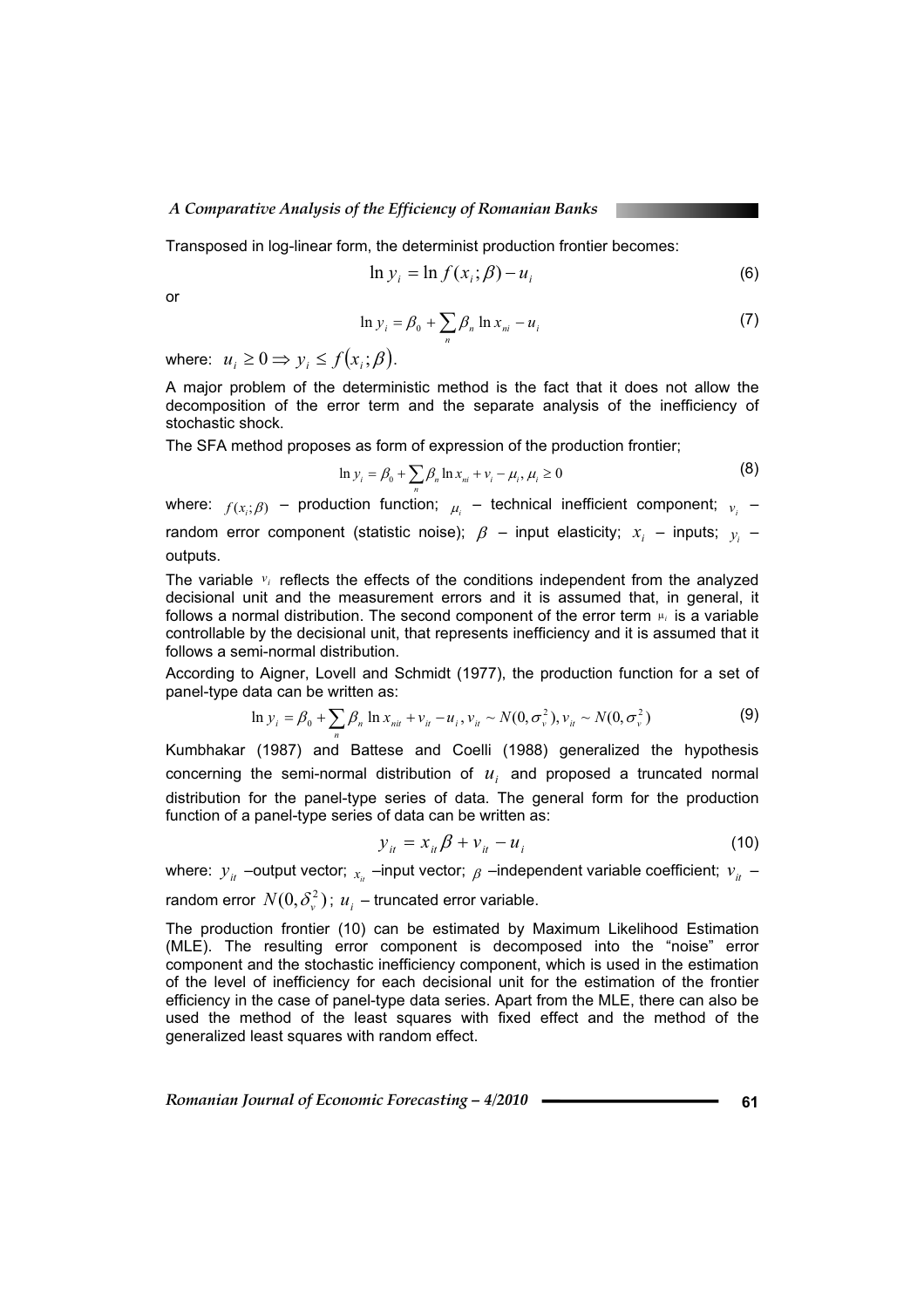Transposed in log-linear form, the determinist production frontier becomes:

$$\ln y_i = \ln f(x_i;\beta) - u_i \tag{6}$$

or

$$\ln y_i = \beta_0 + \sum_n \beta_n \ln x_{ni} - u_i \tag{7}$$

where: $u_i \geq 0 \Rightarrow y_i \leq f(x_i;\beta)$.

A major problem of the deterministic method is the fact that it does not allow the decomposition of the error term and the separate analysis of the inefficiency of stochastic shock.

The SFA method proposes as form of expression of the production frontier;

$$\ln y_i = \beta_0 + \sum_n \beta_n \ln x_{ni} + v_i - \mu_i, \mu_i \geq 0 \tag{8}$$

where: $f(x_i;\beta)$ – production function; $\mu_i$ – technical inefficient component; $v_i$ – random error component (statistic noise); $\beta$ – input elasticity; $x_i$ – inputs; $y_i$ – outputs.

The variable $v_i$ reflects the effects of the conditions independent from the analyzed decisional unit and the measurement errors and it is assumed that, in general, it follows a normal distribution. The second component of the error term $\mu_i$ is a variable controllable by the decisional unit, that represents inefficiency and it is assumed that it follows a semi-normal distribution.

According to Aigner, Lovell and Schmidt (1977), the production function for a set of panel-type data can be written as:

$$\ln y_i = \beta_0 + \sum_n \beta_n \ln x_{nit} + v_{it} - u_i, v_{it} \sim N(0,\sigma_v^2), v_{it} \sim N(0,\sigma_v^2) \tag{9}$$

Kumbhakar (1987) and Battese and Coelli (1988) generalized the hypothesis concerning the semi-normal distribution of $u_i$ and proposed a truncated normal distribution for the panel-type series of data. The general form for the production function of a panel-type series of data can be written as:

$$y_{it} = x_{it}\beta + v_{it} - u_i \tag{10}$$

where: $y_{it}$ –output vector; $x_{it}$ –input vector; $\beta$ –independent variable coefficient; $v_{it}$ – random error $N(0,\delta_v^2)$; $u_i$ – truncated error variable.

The production frontier (10) can be estimated by Maximum Likelihood Estimation (MLE). The resulting error component is decomposed into the "noise" error component and the stochastic inefficiency component, which is used in the estimation of the level of inefficiency for each decisional unit for the estimation of the frontier efficiency in the case of panel-type data series. Apart from the MLE, there can also be used the method of the least squares with fixed effect and the method of the generalized least squares with random effect.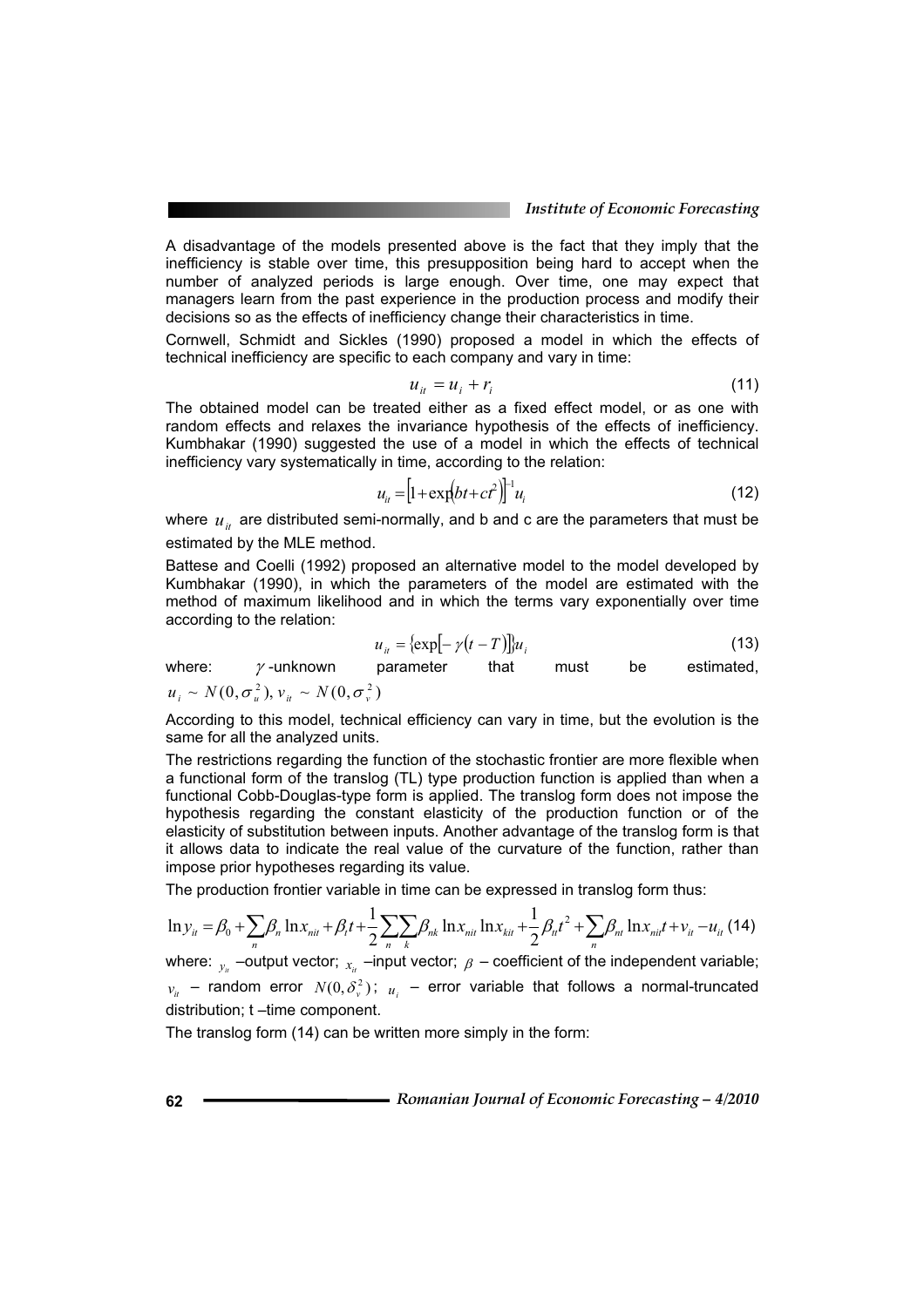A disadvantage of the models presented above is the fact that they imply that the inefficiency is stable over time, this presupposition being hard to accept when the number of analyzed periods is large enough. Over time, one may expect that managers learn from the past experience in the production process and modify their decisions so as the effects of inefficiency change their characteristics in time.

Cornwell, Schmidt and Sickles (1990) proposed a model in which the effects of technical inefficiency are specific to each company and vary in time:

$$u_{it} = u_i + r_i \tag{11}$$

The obtained model can be treated either as a fixed effect model, or as one with random effects and relaxes the invariance hypothesis of the effects of inefficiency. Kumbhakar (1990) suggested the use of a model in which the effects of technical inefficiency vary systematically in time, according to the relation:

$$u_{it} = \left[1 + \exp\left(bt + ct^2\right)\right]^{-1} u_i \tag{12}$$

where $u_{it}$ are distributed semi-normally, and b and c are the parameters that must be estimated by the MLE method.

Battese and Coelli (1992) proposed an alternative model to the model developed by Kumbhakar (1990), in which the parameters of the model are estimated with the method of maximum likelihood and in which the terms vary exponentially over time according to the relation:

$$u_{it} = \left\{\exp\left[-\gamma\left(t - T\right)\right]\right\} u_i \tag{13}$$

where: $\gamma$ -unknown parameter that must be estimated, $u_i \sim N(0, \sigma_u^2)$, $v_{it} \sim N(0, \sigma_v^2)$

According to this model, technical efficiency can vary in time, but the evolution is the same for all the analyzed units.

The restrictions regarding the function of the stochastic frontier are more flexible when a functional form of the translog (TL) type production function is applied than when a functional Cobb-Douglas-type form is applied. The translog form does not impose the hypothesis regarding the constant elasticity of the production function or of the elasticity of substitution between inputs. Another advantage of the translog form is that it allows data to indicate the real value of the curvature of the function, rather than impose prior hypotheses regarding its value.

The production frontier variable in time can be expressed in translog form thus:

$$\ln y_{it} = \beta_0 + \sum_n \beta_n \ln x_{nit} + \beta_t t + \frac{1}{2}\sum_n \sum_k \beta_{nk} \ln x_{nit} \ln x_{kit} + \frac{1}{2}\beta_{tt} t^2 + \sum_n \beta_{nt} \ln x_{nit} t + v_{it} - u_{it} \tag{14}$$

where: $y_{it}$ –output vector; $x_{it}$ –input vector; $\beta$ – coefficient of the independent variable; $v_{it}$ – random error $N(0, \delta_v^2)$; $u_i$ – error variable that follows a normal-truncated distribution; t –time component.

The translog form (14) can be written more simply in the form: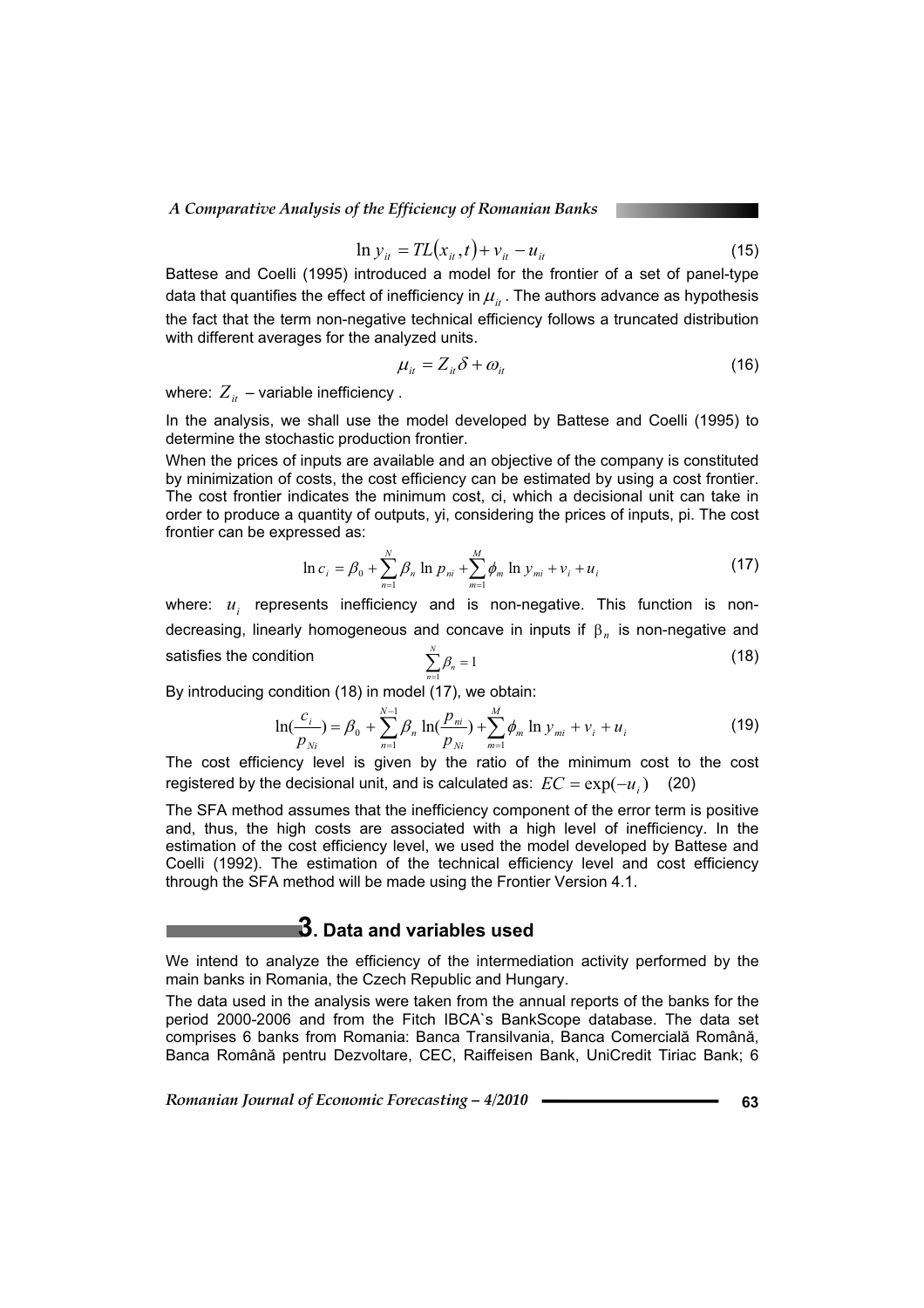$$\ln y_{it} = TL(x_{it}, t) + v_{it} - u_{it} \quad (15)$$

Battese and Coelli (1995) introduced a model for the frontier of a set of panel-type data that quantifies the effect of inefficiency in $\mu_{it}$. The authors advance as hypothesis the fact that the term non-negative technical efficiency follows a truncated distribution with different averages for the analyzed units.

$$\mu_{it} = Z_{it}\delta + \omega_{it} \quad (16)$$

where: $Z_{it}$ – variable inefficiency .

In the analysis, we shall use the model developed by Battese and Coelli (1995) to determine the stochastic production frontier.

When the prices of inputs are available and an objective of the company is constituted by minimization of costs, the cost efficiency can be estimated by using a cost frontier. The cost frontier indicates the minimum cost, ci, which a decisional unit can take in order to produce a quantity of outputs, yi, considering the prices of inputs, pi. The cost frontier can be expressed as:

$$\ln c_i = \beta_0 + \sum_{n=1}^{N} \beta_n \ln p_{ni} + \sum_{m=1}^{M} \phi_m \ln y_{mi} + v_i + u_i \quad (17)$$

where: $u_i$ represents inefficiency and is non-negative. This function is non-decreasing, linearly homogeneous and concave in inputs if $\beta_n$ is non-negative and satisfies the condition

$$\sum_{n=1}^{N} \beta_n = 1 \quad (18)$$

By introducing condition (18) in model (17), we obtain:

$$\ln\left(\frac{c_i}{p_{Ni}}\right) = \beta_0 + \sum_{n=1}^{N-1} \beta_n \ln\left(\frac{p_{ni}}{p_{Ni}}\right) + \sum_{m=1}^{M} \phi_m \ln y_{mi} + v_i + u_i \quad (19)$$

The cost efficiency level is given by the ratio of the minimum cost to the cost registered by the decisional unit, and is calculated as: $EC = \exp(-u_i)$ (20)

The SFA method assumes that the inefficiency component of the error term is positive and, thus, the high costs are associated with a high level of inefficiency. In the estimation of the cost efficiency level, we used the model developed by Battese and Coelli (1992). The estimation of the technical efficiency level and cost efficiency through the SFA method will be made using the Frontier Version 4.1.

## 3. Data and variables used

We intend to analyze the efficiency of the intermediation activity performed by the main banks in Romania, the Czech Republic and Hungary.

The data used in the analysis were taken from the annual reports of the banks for the period 2000-2006 and from the Fitch IBCA`s BankScope database. The data set comprises 6 banks from Romania: Banca Transilvania, Banca Comercială Română, Banca Română pentru Dezvoltare, CEC, Raiffeisen Bank, UniCredit Tiriac Bank; 6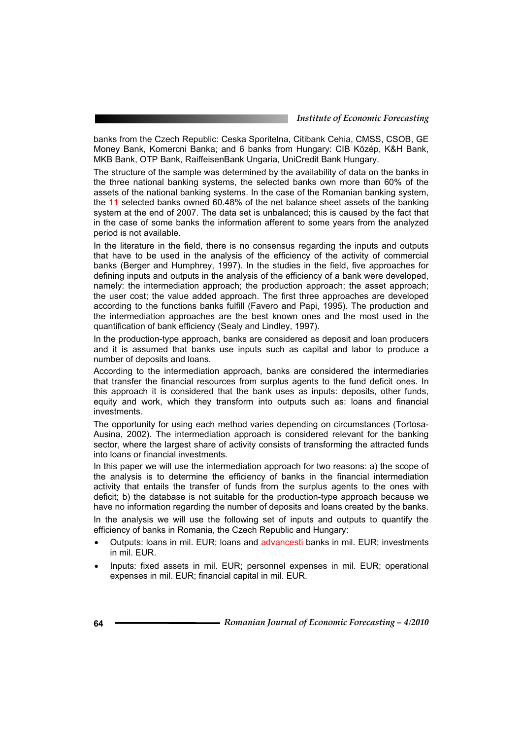banks from the Czech Republic: Ceska Sporitelna, Citibank Cehia, CMSS, CSOB, GE Money Bank, Komercni Banka; and 6 banks from Hungary: CIB Közép, K&H Bank, MKB Bank, OTP Bank, RaiffeisenBank Ungaria, UniCredit Bank Hungary.

The structure of the sample was determined by the availability of data on the banks in the three national banking systems, the selected banks own more than 60% of the assets of the national banking systems. In the case of the Romanian banking system, the 11 selected banks owned 60.48% of the net balance sheet assets of the banking system at the end of 2007. The data set is unbalanced; this is caused by the fact that in the case of some banks the information afferent to some years from the analyzed period is not available.

In the literature in the field, there is no consensus regarding the inputs and outputs that have to be used in the analysis of the efficiency of the activity of commercial banks (Berger and Humphrey, 1997). In the studies in the field, five approaches for defining inputs and outputs in the analysis of the efficiency of a bank were developed, namely: the intermediation approach; the production approach; the asset approach; the user cost; the value added approach. The first three approaches are developed according to the functions banks fulfill (Favero and Papi, 1995). The production and the intermediation approaches are the best known ones and the most used in the quantification of bank efficiency (Sealy and Lindley, 1997).

In the production-type approach, banks are considered as deposit and loan producers and it is assumed that banks use inputs such as capital and labor to produce a number of deposits and loans.

According to the intermediation approach, banks are considered the intermediaries that transfer the financial resources from surplus agents to the fund deficit ones. In this approach it is considered that the bank uses as inputs: deposits, other funds, equity and work, which they transform into outputs such as: loans and financial investments.

The opportunity for using each method varies depending on circumstances (Tortosa-Ausina, 2002). The intermediation approach is considered relevant for the banking sector, where the largest share of activity consists of transforming the attracted funds into loans or financial investments.

In this paper we will use the intermediation approach for two reasons: a) the scope of the analysis is to determine the efficiency of banks in the financial intermediation activity that entails the transfer of funds from the surplus agents to the ones with deficit; b) the database is not suitable for the production-type approach because we have no information regarding the number of deposits and loans created by the banks.

In the analysis we will use the following set of inputs and outputs to quantify the efficiency of banks in Romania, the Czech Republic and Hungary:

- Outputs: loans in mil. EUR; loans and advancesti banks in mil. EUR; investments in mil. EUR.
- Inputs: fixed assets in mil. EUR; personnel expenses in mil. EUR; operational expenses in mil. EUR; financial capital in mil. EUR.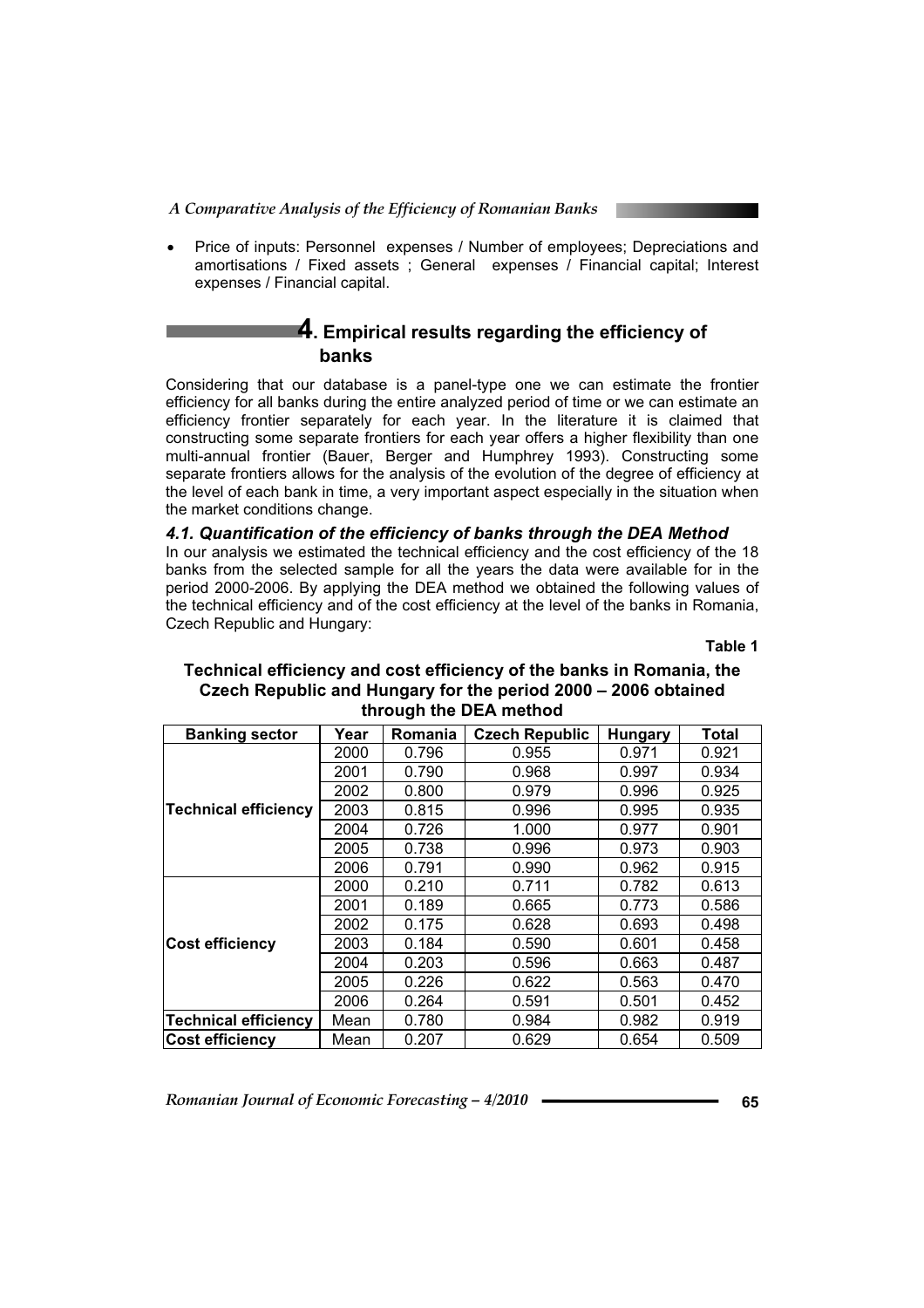- Price of inputs: Personnel expenses / Number of employees; Depreciations and amortisations / Fixed assets ; General expenses / Financial capital; Interest expenses / Financial capital.

## 4. Empirical results regarding the efficiency of banks

Considering that our database is a panel-type one we can estimate the frontier efficiency for all banks during the entire analyzed period of time or we can estimate an efficiency frontier separately for each year. In the literature it is claimed that constructing some separate frontiers for each year offers a higher flexibility than one multi-annual frontier (Bauer, Berger and Humphrey 1993). Constructing some separate frontiers allows for the analysis of the evolution of the degree of efficiency at the level of each bank in time, a very important aspect especially in the situation when the market conditions change.

### *4.1. Quantification of the efficiency of banks through the DEA Method*

In our analysis we estimated the technical efficiency and the cost efficiency of the 18 banks from the selected sample for all the years the data were available for in the period 2000-2006. By applying the DEA method we obtained the following values of the technical efficiency and of the cost efficiency at the level of the banks in Romania, Czech Republic and Hungary:

**Table 1**

**Technical efficiency and cost efficiency of the banks in Romania, the Czech Republic and Hungary for the period 2000 – 2006 obtained through the DEA method**

| Banking sector | Year | Romania | Czech Republic | Hungary | Total |
|---|---|---|---|---|---|
| **Technical efficiency** | 2000 | 0.796 | 0.955 | 0.971 | 0.921 |
| | 2001 | 0.790 | 0.968 | 0.997 | 0.934 |
| | 2002 | 0.800 | 0.979 | 0.996 | 0.925 |
| | 2003 | 0.815 | 0.996 | 0.995 | 0.935 |
| | 2004 | 0.726 | 1.000 | 0.977 | 0.901 |
| | 2005 | 0.738 | 0.996 | 0.973 | 0.903 |
| | 2006 | 0.791 | 0.990 | 0.962 | 0.915 |
| **Cost efficiency** | 2000 | 0.210 | 0.711 | 0.782 | 0.613 |
| | 2001 | 0.189 | 0.665 | 0.773 | 0.586 |
| | 2002 | 0.175 | 0.628 | 0.693 | 0.498 |
| | 2003 | 0.184 | 0.590 | 0.601 | 0.458 |
| | 2004 | 0.203 | 0.596 | 0.663 | 0.487 |
| | 2005 | 0.226 | 0.622 | 0.563 | 0.470 |
| | 2006 | 0.264 | 0.591 | 0.501 | 0.452 |
| **Technical efficiency** | Mean | 0.780 | 0.984 | 0.982 | 0.919 |
| **Cost efficiency** | Mean | 0.207 | 0.629 | 0.654 | 0.509 |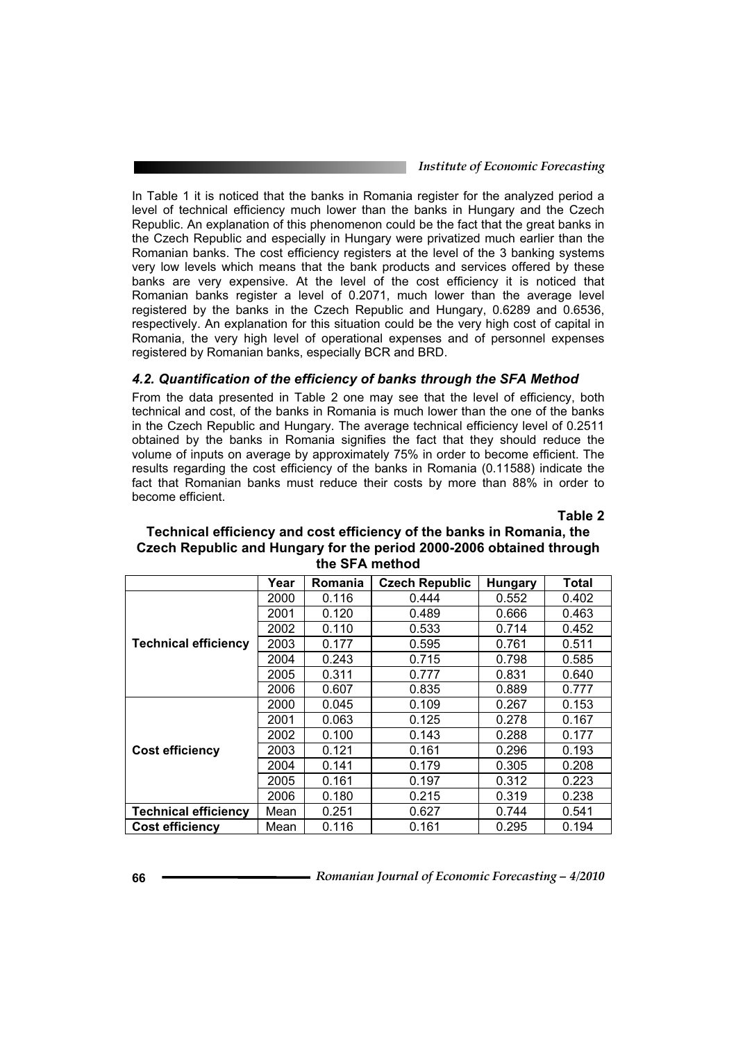In Table 1 it is noticed that the banks in Romania register for the analyzed period a level of technical efficiency much lower than the banks in Hungary and the Czech Republic. An explanation of this phenomenon could be the fact that the great banks in the Czech Republic and especially in Hungary were privatized much earlier than the Romanian banks. The cost efficiency registers at the level of the 3 banking systems very low levels which means that the bank products and services offered by these banks are very expensive. At the level of the cost efficiency it is noticed that Romanian banks register a level of 0.2071, much lower than the average level registered by the banks in the Czech Republic and Hungary, 0.6289 and 0.6536, respectively. An explanation for this situation could be the very high cost of capital in Romania, the very high level of operational expenses and of personnel expenses registered by Romanian banks, especially BCR and BRD.

### *4.2. Quantification of the efficiency of banks through the SFA Method*

From the data presented in Table 2 one may see that the level of efficiency, both technical and cost, of the banks in Romania is much lower than the one of the banks in the Czech Republic and Hungary. The average technical efficiency level of 0.2511 obtained by the banks in Romania signifies the fact that they should reduce the volume of inputs on average by approximately 75% in order to become efficient. The results regarding the cost efficiency of the banks in Romania (0.11588) indicate the fact that Romanian banks must reduce their costs by more than 88% in order to become efficient.

**Table 2**

**Technical efficiency and cost efficiency of the banks in Romania, the Czech Republic and Hungary for the period 2000-2006 obtained through the SFA method**

| | Year | Romania | Czech Republic | Hungary | Total |
|---|---|---|---|---|---|
| **Technical efficiency** | 2000 | 0.116 | 0.444 | 0.552 | 0.402 |
| | 2001 | 0.120 | 0.489 | 0.666 | 0.463 |
| | 2002 | 0.110 | 0.533 | 0.714 | 0.452 |
| | 2003 | 0.177 | 0.595 | 0.761 | 0.511 |
| | 2004 | 0.243 | 0.715 | 0.798 | 0.585 |
| | 2005 | 0.311 | 0.777 | 0.831 | 0.640 |
| | 2006 | 0.607 | 0.835 | 0.889 | 0.777 |
| **Cost efficiency** | 2000 | 0.045 | 0.109 | 0.267 | 0.153 |
| | 2001 | 0.063 | 0.125 | 0.278 | 0.167 |
| | 2002 | 0.100 | 0.143 | 0.288 | 0.177 |
| | 2003 | 0.121 | 0.161 | 0.296 | 0.193 |
| | 2004 | 0.141 | 0.179 | 0.305 | 0.208 |
| | 2005 | 0.161 | 0.197 | 0.312 | 0.223 |
| | 2006 | 0.180 | 0.215 | 0.319 | 0.238 |
| **Technical efficiency** | Mean | 0.251 | 0.627 | 0.744 | 0.541 |
| **Cost efficiency** | Mean | 0.116 | 0.161 | 0.295 | 0.194 |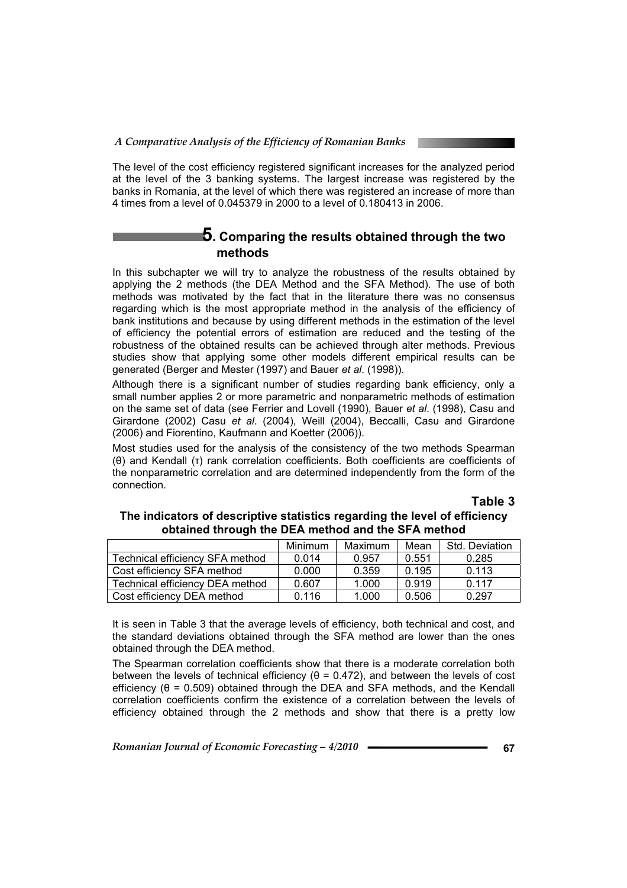The level of the cost efficiency registered significant increases for the analyzed period at the level of the 3 banking systems. The largest increase was registered by the banks in Romania, at the level of which there was registered an increase of more than 4 times from a level of 0.045379 in 2000 to a level of 0.180413 in 2006.

## 5. Comparing the results obtained through the two methods

In this subchapter we will try to analyze the robustness of the results obtained by applying the 2 methods (the DEA Method and the SFA Method). The use of both methods was motivated by the fact that in the literature there was no consensus regarding which is the most appropriate method in the analysis of the efficiency of bank institutions and because by using different methods in the estimation of the level of efficiency the potential errors of estimation are reduced and the testing of the robustness of the obtained results can be achieved through alter methods. Previous studies show that applying some other models different empirical results can be generated (Berger and Mester (1997) and Bauer *et al*. (1998)).

Although there is a significant number of studies regarding bank efficiency, only a small number applies 2 or more parametric and nonparametric methods of estimation on the same set of data (see Ferrier and Lovell (1990), Bauer *et al*. (1998), Casu and Girardone (2002) Casu *et al*. (2004), Weill (2004), Beccalli, Casu and Girardone (2006) and Fiorentino, Kaufmann and Koetter (2006)).

Most studies used for the analysis of the consistency of the two methods Spearman ($\theta$) and Kendall ($\tau$) rank correlation coefficients. Both coefficients are coefficients of the nonparametric correlation and are determined independently from the form of the connection.

**Table 3**

**The indicators of descriptive statistics regarding the level of efficiency obtained through the DEA method and the SFA method**

| | Minimum | Maximum | Mean | Std. Deviation |
|---|---|---|---|---|
| Technical efficiency SFA method | 0.014 | 0.957 | 0.551 | 0.285 |
| Cost efficiency SFA method | 0.000 | 0.359 | 0.195 | 0.113 |
| Technical efficiency DEA method | 0.607 | 1.000 | 0.919 | 0.117 |
| Cost efficiency DEA method | 0.116 | 1.000 | 0.506 | 0.297 |

It is seen in Table 3 that the average levels of efficiency, both technical and cost, and the standard deviations obtained through the SFA method are lower than the ones obtained through the DEA method.

The Spearman correlation coefficients show that there is a moderate correlation both between the levels of technical efficiency ($\theta = 0.472$), and between the levels of cost efficiency ($\theta = 0.509$) obtained through the DEA and SFA methods, and the Kendall correlation coefficients confirm the existence of a correlation between the levels of efficiency obtained through the 2 methods and show that there is a pretty low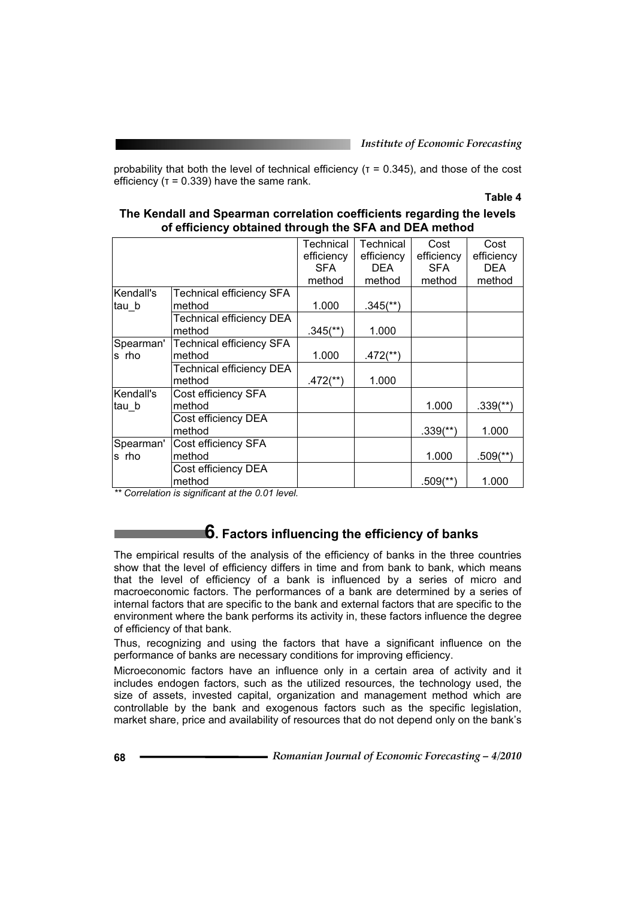probability that both the level of technical efficiency ($\tau = 0.345$), and those of the cost efficiency ($\tau = 0.339$) have the same rank.

**Table 4**

**The Kendall and Spearman correlation coefficients regarding the levels of efficiency obtained through the SFA and DEA method**

| | | Technical efficiency SFA method | Technical efficiency DEA method | Cost efficiency SFA method | Cost efficiency DEA method |
|---|---|---|---|---|---|
| Kendall's tau_b | Technical efficiency SFA method | 1.000 | .345(**) | | |
| | Technical efficiency DEA method | .345(**) | 1.000 | | |
| Spearman's rho | Technical efficiency SFA method | 1.000 | .472(**) | | |
| | Technical efficiency DEA method | .472(**) | 1.000 | | |
| Kendall's tau_b | Cost efficiency SFA method | | | 1.000 | .339(**) |
| | Cost efficiency DEA method | | | .339(**) | 1.000 |
| Spearman's rho | Cost efficiency SFA method | | | 1.000 | .509(**) |
| | Cost efficiency DEA method | | | .509(**) | 1.000 |

*** Correlation is significant at the 0.01 level.*

## 6. Factors influencing the efficiency of banks

The empirical results of the analysis of the efficiency of banks in the three countries show that the level of efficiency differs in time and from bank to bank, which means that the level of efficiency of a bank is influenced by a series of micro and macroeconomic factors. The performances of a bank are determined by a series of internal factors that are specific to the bank and external factors that are specific to the environment where the bank performs its activity in, these factors influence the degree of efficiency of that bank.

Thus, recognizing and using the factors that have a significant influence on the performance of banks are necessary conditions for improving efficiency.

Microeconomic factors have an influence only in a certain area of activity and it includes endogen factors, such as the utilized resources, the technology used, the size of assets, invested capital, organization and management method which are controllable by the bank and exogenous factors such as the specific legislation, market share, price and availability of resources that do not depend only on the bank's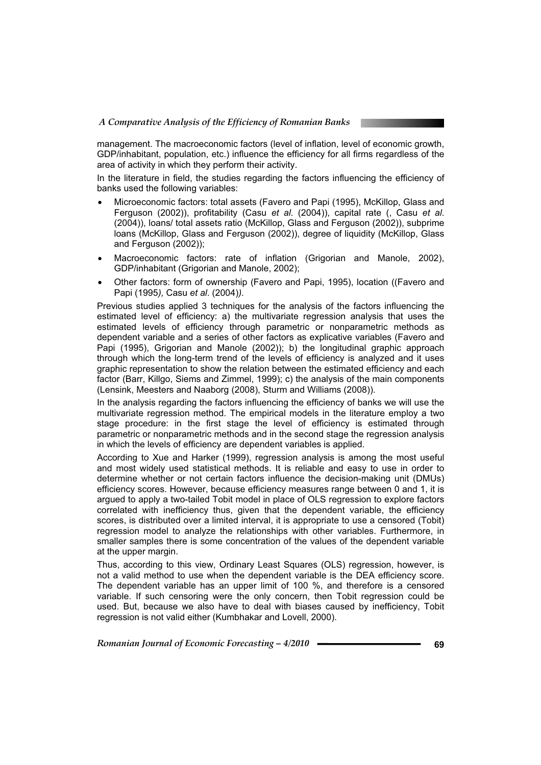management. The macroeconomic factors (level of inflation, level of economic growth, GDP/inhabitant, population, etc.) influence the efficiency for all firms regardless of the area of activity in which they perform their activity.

In the literature in field, the studies regarding the factors influencing the efficiency of banks used the following variables:

- Microeconomic factors: total assets (Favero and Papi (1995), McKillop, Glass and Ferguson (2002)), profitability (Casu *et al*. (2004)), capital rate (, Casu *et al*. (2004)), loans/ total assets ratio (McKillop, Glass and Ferguson (2002)), subprime loans (McKillop, Glass and Ferguson (2002)), degree of liquidity (McKillop, Glass and Ferguson (2002));
- Macroeconomic factors: rate of inflation (Grigorian and Manole, 2002), GDP/inhabitant (Grigorian and Manole, 2002);
- Other factors: form of ownership (Favero and Papi, 1995), location ((Favero and Papi (1995*),* Casu *et al*. (2004)*).*

Previous studies applied 3 techniques for the analysis of the factors influencing the estimated level of efficiency: a) the multivariate regression analysis that uses the estimated levels of efficiency through parametric or nonparametric methods as dependent variable and a series of other factors as explicative variables (Favero and Papi (1995), Grigorian and Manole (2002)); b) the longitudinal graphic approach through which the long-term trend of the levels of efficiency is analyzed and it uses graphic representation to show the relation between the estimated efficiency and each factor (Barr, Killgo, Siems and Zimmel, 1999); c) the analysis of the main components (Lensink, Meesters and Naaborg (2008), Sturm and Williams (2008)).

In the analysis regarding the factors influencing the efficiency of banks we will use the multivariate regression method. The empirical models in the literature employ a two stage procedure: in the first stage the level of efficiency is estimated through parametric or nonparametric methods and in the second stage the regression analysis in which the levels of efficiency are dependent variables is applied.

According to Xue and Harker (1999), regression analysis is among the most useful and most widely used statistical methods. It is reliable and easy to use in order to determine whether or not certain factors influence the decision-making unit (DMUs) efficiency scores. However, because efficiency measures range between 0 and 1, it is argued to apply a two-tailed Tobit model in place of OLS regression to explore factors correlated with inefficiency thus, given that the dependent variable, the efficiency scores, is distributed over a limited interval, it is appropriate to use a censored (Tobit) regression model to analyze the relationships with other variables. Furthermore, in smaller samples there is some concentration of the values of the dependent variable at the upper margin.

Thus, according to this view, Ordinary Least Squares (OLS) regression, however, is not a valid method to use when the dependent variable is the DEA efficiency score. The dependent variable has an upper limit of 100 %, and therefore is a censored variable. If such censoring were the only concern, then Tobit regression could be used. But, because we also have to deal with biases caused by inefficiency, Tobit regression is not valid either (Kumbhakar and Lovell, 2000).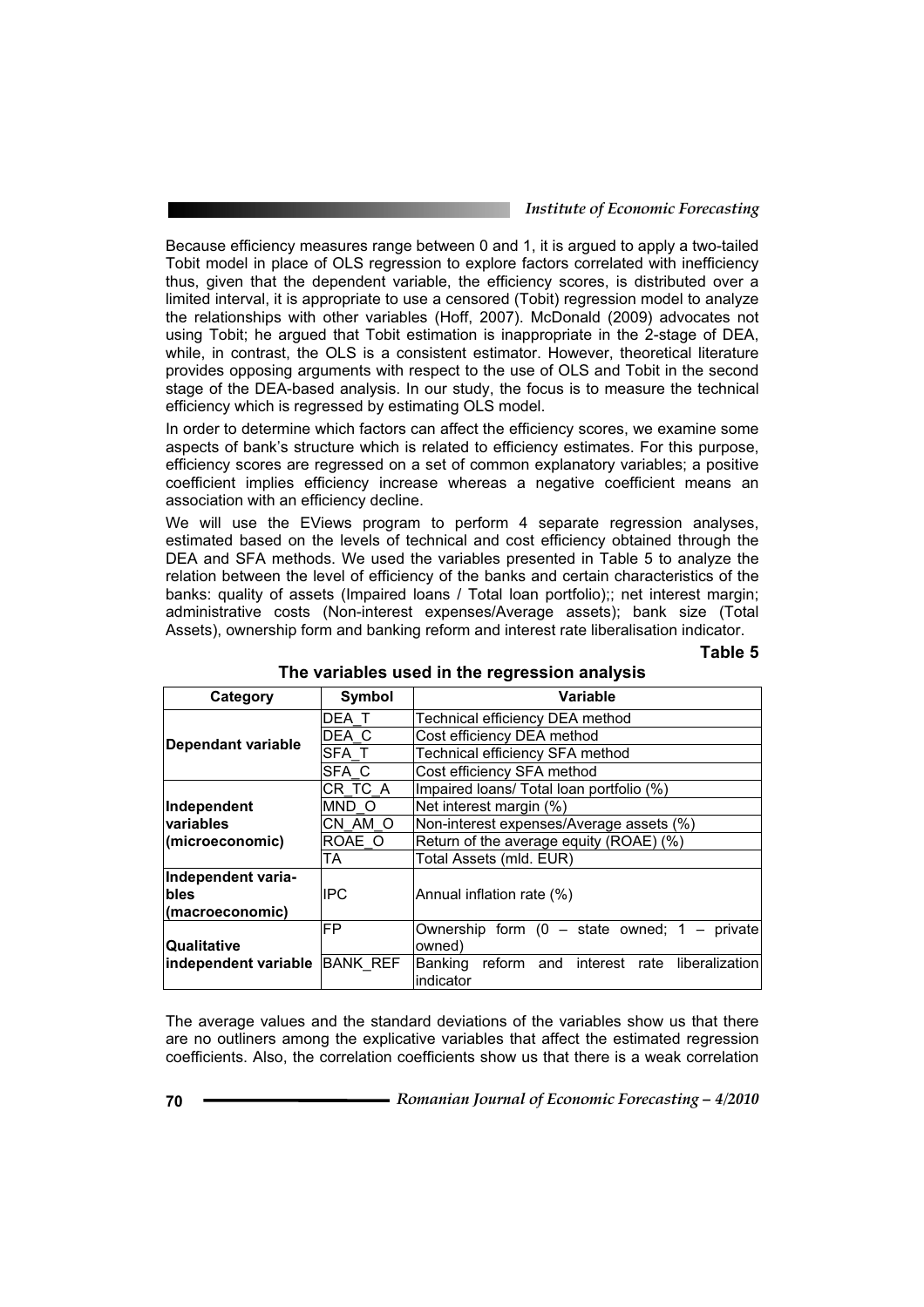Because efficiency measures range between 0 and 1, it is argued to apply a two-tailed Tobit model in place of OLS regression to explore factors correlated with inefficiency thus, given that the dependent variable, the efficiency scores, is distributed over a limited interval, it is appropriate to use a censored (Tobit) regression model to analyze the relationships with other variables (Hoff, 2007). McDonald (2009) advocates not using Tobit; he argued that Tobit estimation is inappropriate in the 2-stage of DEA, while, in contrast, the OLS is a consistent estimator. However, theoretical literature provides opposing arguments with respect to the use of OLS and Tobit in the second stage of the DEA-based analysis. In our study, the focus is to measure the technical efficiency which is regressed by estimating OLS model.

In order to determine which factors can affect the efficiency scores, we examine some aspects of bank's structure which is related to efficiency estimates. For this purpose, efficiency scores are regressed on a set of common explanatory variables; a positive coefficient implies efficiency increase whereas a negative coefficient means an association with an efficiency decline.

We will use the EViews program to perform 4 separate regression analyses, estimated based on the levels of technical and cost efficiency obtained through the DEA and SFA methods. We used the variables presented in Table 5 to analyze the relation between the level of efficiency of the banks and certain characteristics of the banks: quality of assets (Impaired loans / Total loan portfolio);; net interest margin; administrative costs (Non-interest expenses/Average assets); bank size (Total Assets), ownership form and banking reform and interest rate liberalisation indicator.

**Table 5**

**The variables used in the regression analysis**

| Category | Symbol | Variable |
|---|---|---|
| **Dependant variable** | DEA_T | Technical efficiency DEA method |
| | DEA_C | Cost efficiency DEA method |
| | SFA_T | Technical efficiency SFA method |
| | SFA_C | Cost efficiency SFA method |
| **Independent variables (microeconomic)** | CR_TC_A | Impaired loans/ Total loan portfolio (%) |
| | MND_O | Net interest margin (%) |
| | CN_AM_O | Non-interest expenses/Average assets (%) |
| | ROAE_O | Return of the average equity (ROAE) (%) |
| | TA | Total Assets (mld. EUR) |
| **Independent variables (macroeconomic)** | IPC | Annual inflation rate (%) |
| **Qualitative independent variable** | FP | Ownership form (0 – state owned; 1 – private owned) |
| | BANK_REF | Banking reform and interest rate liberalization indicator |

The average values and the standard deviations of the variables show us that there are no outliners among the explicative variables that affect the estimated regression coefficients. Also, the correlation coefficients show us that there is a weak correlation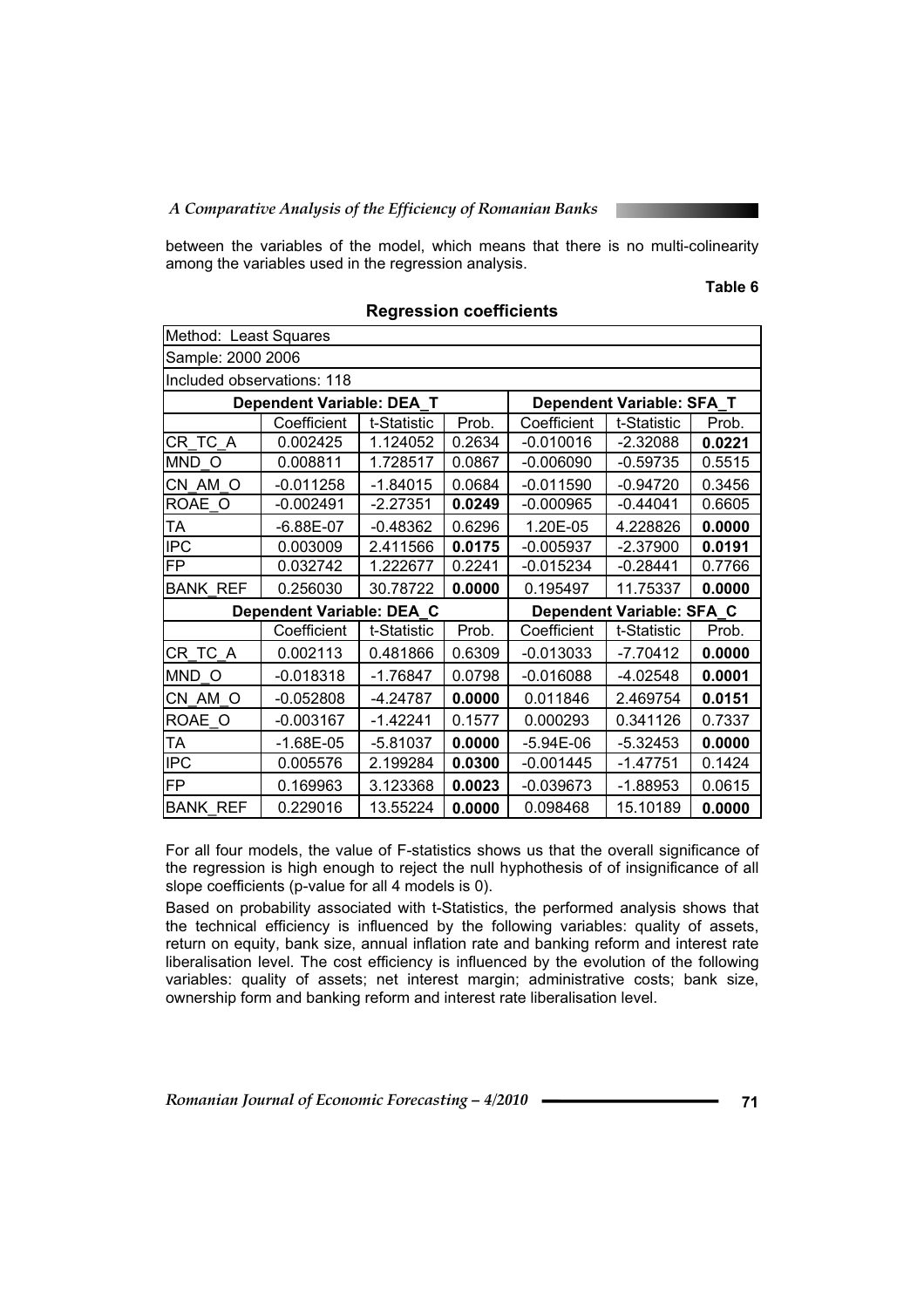between the variables of the model, which means that there is no multi-colinearity among the variables used in the regression analysis.

**Table 6**

**Regression coefficients**

| Method: Least Squares | | | | | | |
|---|---|---|---|---|---|---|
| Sample: 2000 2006 | | | | | | |
| Included observations: 118 | | | | | | |
| | **Dependent Variable: DEA_T** | | | **Dependent Variable: SFA_T** | | |
| | Coefficient | t-Statistic | Prob. | Coefficient | t-Statistic | Prob. |
| CR_TC_A | 0.002425 | 1.124052 | 0.2634 | -0.010016 | -2.32088 | **0.0221** |
| MND_O | 0.008811 | 1.728517 | 0.0867 | -0.006090 | -0.59735 | 0.5515 |
| CN_AM_O | -0.011258 | -1.84015 | 0.0684 | -0.011590 | -0.94720 | 0.3456 |
| ROAE_O | -0.002491 | -2.27351 | **0.0249** | -0.000965 | -0.44041 | 0.6605 |
| TA | -6.88E-07 | -0.48362 | 0.6296 | 1.20E-05 | 4.228826 | **0.0000** |
| IPC | 0.003009 | 2.411566 | **0.0175** | -0.005937 | -2.37900 | **0.0191** |
| FP | 0.032742 | 1.222677 | 0.2241 | -0.015234 | -0.28441 | 0.7766 |
| BANK_REF | 0.256030 | 30.78722 | **0.0000** | 0.195497 | 11.75337 | **0.0000** |
| | **Dependent Variable: DEA_C** | | | **Dependent Variable: SFA_C** | | |
| | Coefficient | t-Statistic | Prob. | Coefficient | t-Statistic | Prob. |
| CR_TC_A | 0.002113 | 0.481866 | 0.6309 | -0.013033 | -7.70412 | **0.0000** |
| MND_O | -0.018318 | -1.76847 | 0.0798 | -0.016088 | -4.02548 | **0.0001** |
| CN_AM_O | -0.052808 | -4.24787 | **0.0000** | 0.011846 | 2.469754 | **0.0151** |
| ROAE_O | -0.003167 | -1.42241 | 0.1577 | 0.000293 | 0.341126 | 0.7337 |
| TA | -1.68E-05 | -5.81037 | **0.0000** | -5.94E-06 | -5.32453 | **0.0000** |
| IPC | 0.005576 | 2.199284 | **0.0300** | -0.001445 | -1.47751 | 0.1424 |
| FP | 0.169963 | 3.123368 | **0.0023** | -0.039673 | -1.88953 | 0.0615 |
| BANK_REF | 0.229016 | 13.55224 | **0.0000** | 0.098468 | 15.10189 | **0.0000** |

For all four models, the value of F-statistics shows us that the overall significance of the regression is high enough to reject the null hyphothesis of of insignificance of all slope coefficients (p-value for all 4 models is 0).

Based on probability associated with t-Statistics, the performed analysis shows that the technical efficiency is influenced by the following variables: quality of assets, return on equity, bank size, annual inflation rate and banking reform and interest rate liberalisation level. The cost efficiency is influenced by the evolution of the following variables: quality of assets; net interest margin; administrative costs; bank size, ownership form and banking reform and interest rate liberalisation level.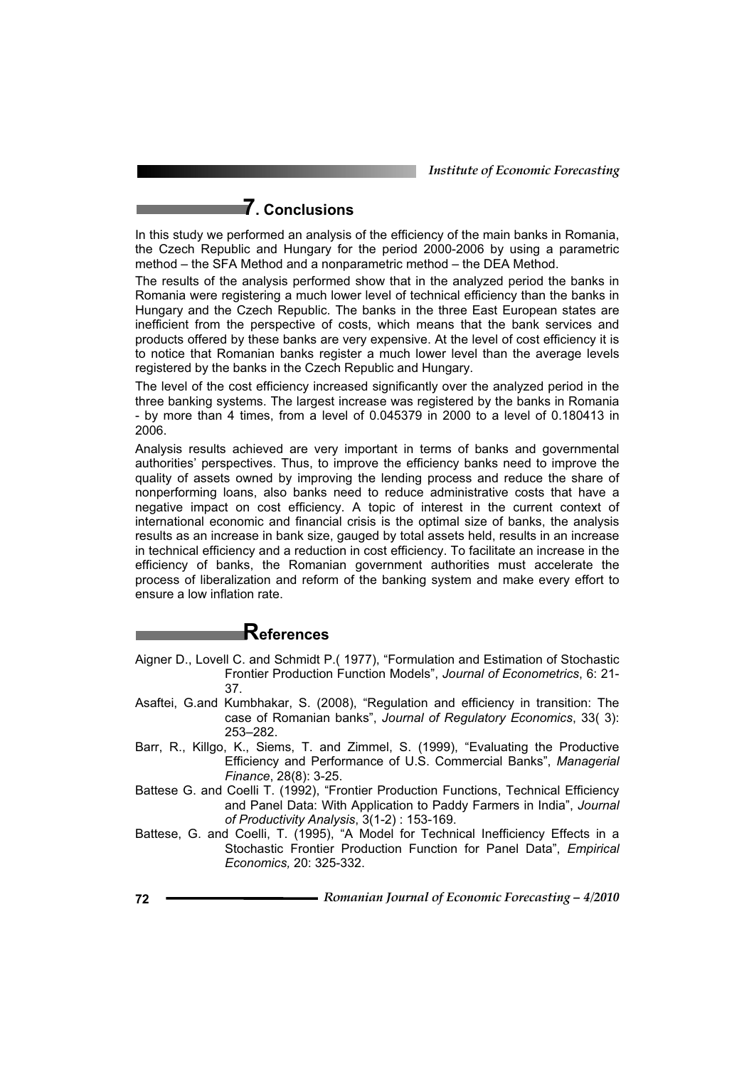## 7. Conclusions

In this study we performed an analysis of the efficiency of the main banks in Romania, the Czech Republic and Hungary for the period 2000-2006 by using a parametric method – the SFA Method and a nonparametric method – the DEA Method.

The results of the analysis performed show that in the analyzed period the banks in Romania were registering a much lower level of technical efficiency than the banks in Hungary and the Czech Republic. The banks in the three East European states are inefficient from the perspective of costs, which means that the bank services and products offered by these banks are very expensive. At the level of cost efficiency it is to notice that Romanian banks register a much lower level than the average levels registered by the banks in the Czech Republic and Hungary.

The level of the cost efficiency increased significantly over the analyzed period in the three banking systems. The largest increase was registered by the banks in Romania - by more than 4 times, from a level of 0.045379 in 2000 to a level of 0.180413 in 2006.

Analysis results achieved are very important in terms of banks and governmental authorities' perspectives. Thus, to improve the efficiency banks need to improve the quality of assets owned by improving the lending process and reduce the share of nonperforming loans, also banks need to reduce administrative costs that have a negative impact on cost efficiency. A topic of interest in the current context of international economic and financial crisis is the optimal size of banks, the analysis results as an increase in bank size, gauged by total assets held, results in an increase in technical efficiency and a reduction in cost efficiency. To facilitate an increase in the efficiency of banks, the Romanian government authorities must accelerate the process of liberalization and reform of the banking system and make every effort to ensure a low inflation rate.

## References

Aigner D., Lovell C. and Schmidt P.( 1977), "Formulation and Estimation of Stochastic Frontier Production Function Models", *Journal of Econometrics*, 6: 21-37.

Asaftei, G.and Kumbhakar, S. (2008), "Regulation and efficiency in transition: The case of Romanian banks", *Journal of Regulatory Economics*, 33( 3): 253–282.

Barr, R., Killgo, K., Siems, T. and Zimmel, S. (1999), "Evaluating the Productive Efficiency and Performance of U.S. Commercial Banks", *Managerial Finance*, 28(8): 3-25.

Battese G. and Coelli T. (1992), "Frontier Production Functions, Technical Efficiency and Panel Data: With Application to Paddy Farmers in India", *Journal of Productivity Analysis*, 3(1-2) : 153-169.

Battese, G. and Coelli, T. (1995), "A Model for Technical Inefficiency Effects in a Stochastic Frontier Production Function for Panel Data", *Empirical Economics,* 20: 325-332.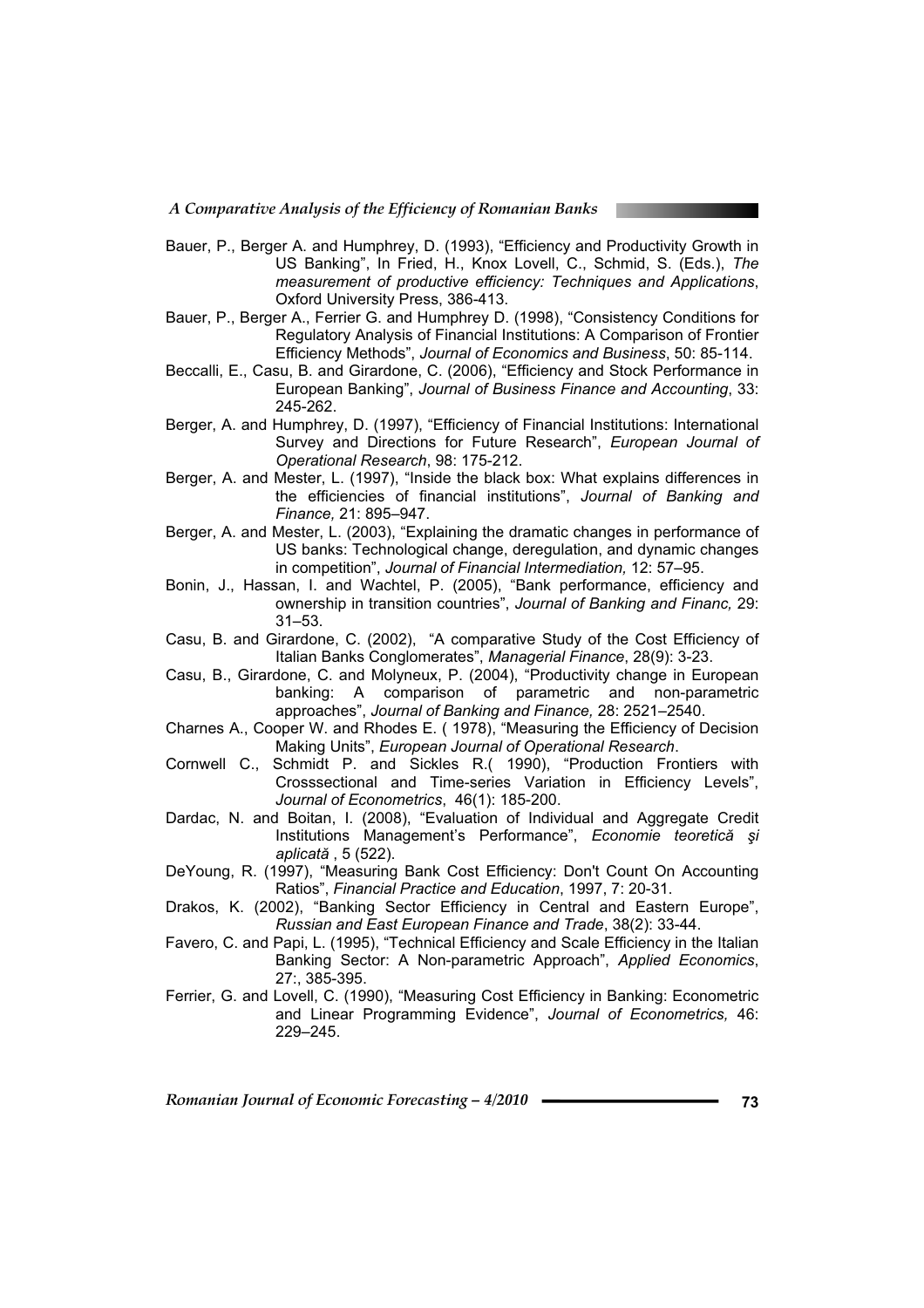Bauer, P., Berger A. and Humphrey, D. (1993), "Efficiency and Productivity Growth in US Banking", In Fried, H., Knox Lovell, C., Schmid, S. (Eds.), *The measurement of productive efficiency: Techniques and Applications*, Oxford University Press, 386-413.

Bauer, P., Berger A., Ferrier G. and Humphrey D. (1998), "Consistency Conditions for Regulatory Analysis of Financial Institutions: A Comparison of Frontier Efficiency Methods", *Journal of Economics and Business*, 50: 85-114.

Beccalli, E., Casu, B. and Girardone, C. (2006), "Efficiency and Stock Performance in European Banking", *Journal of Business Finance and Accounting*, 33: 245-262.

Berger, A. and Humphrey, D. (1997), "Efficiency of Financial Institutions: International Survey and Directions for Future Research", *European Journal of Operational Research*, 98: 175-212.

Berger, A. and Mester, L. (1997), "Inside the black box: What explains differences in the efficiencies of financial institutions", *Journal of Banking and Finance,* 21: 895–947.

Berger, A. and Mester, L. (2003), "Explaining the dramatic changes in performance of US banks: Technological change, deregulation, and dynamic changes in competition", *Journal of Financial Intermediation,* 12: 57–95.

Bonin, J., Hassan, I. and Wachtel, P. (2005), "Bank performance, efficiency and ownership in transition countries", *Journal of Banking and Financ,* 29: 31–53.

Casu, B. and Girardone, C. (2002), "A comparative Study of the Cost Efficiency of Italian Banks Conglomerates", *Managerial Finance*, 28(9): 3-23.

Casu, B., Girardone, C. and Molyneux, P. (2004), "Productivity change in European banking: A comparison of parametric and non-parametric approaches", *Journal of Banking and Finance,* 28: 2521–2540.

Charnes A., Cooper W. and Rhodes E. ( 1978), "Measuring the Efficiency of Decision Making Units", *European Journal of Operational Research*.

Cornwell C., Schmidt P. and Sickles R.( 1990), "Production Frontiers with Crosssectional and Time-series Variation in Efficiency Levels", *Journal of Econometrics*, 46(1): 185-200.

Dardac, N. and Boitan, I. (2008), "Evaluation of Individual and Aggregate Credit Institutions Management's Performance", *Economie teoretică şi aplicată* , 5 (522).

DeYoung, R. (1997), "Measuring Bank Cost Efficiency: Don't Count On Accounting Ratios", *Financial Practice and Education*, 1997, 7: 20-31.

Drakos, K. (2002), "Banking Sector Efficiency in Central and Eastern Europe", *Russian and East European Finance and Trade*, 38(2): 33-44.

Favero, C. and Papi, L. (1995), "Technical Efficiency and Scale Efficiency in the Italian Banking Sector: A Non-parametric Approach", *Applied Economics*, 27:, 385-395.

Ferrier, G. and Lovell, C. (1990), "Measuring Cost Efficiency in Banking: Econometric and Linear Programming Evidence", *Journal of Econometrics,* 46: 229–245.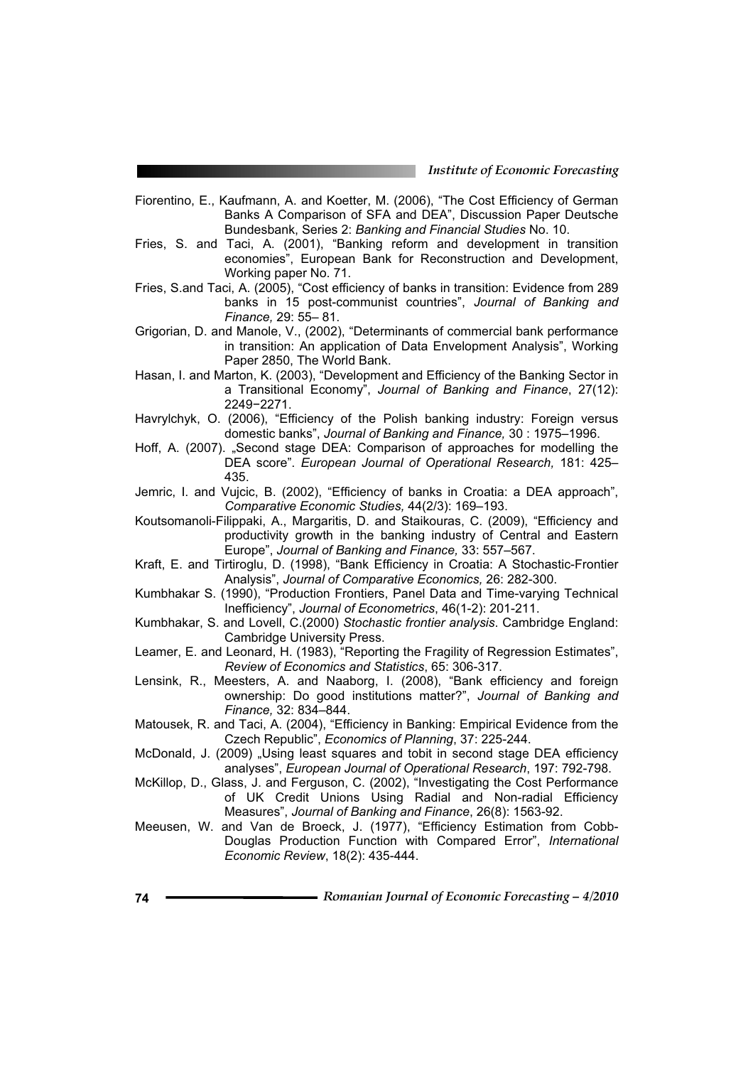Fiorentino, E., Kaufmann, A. and Koetter, M. (2006), "The Cost Efficiency of German Banks A Comparison of SFA and DEA", Discussion Paper Deutsche Bundesbank, Series 2: *Banking and Financial Studies* No. 10.

Fries, S. and Taci, A. (2001), "Banking reform and development in transition economies", European Bank for Reconstruction and Development, Working paper No. 71.

Fries, S.and Taci, A. (2005), "Cost efficiency of banks in transition: Evidence from 289 banks in 15 post-communist countries", *Journal of Banking and Finance,* 29: 55– 81.

Grigorian, D. and Manole, V., (2002), "Determinants of commercial bank performance in transition: An application of Data Envelopment Analysis", Working Paper 2850, The World Bank.

Hasan, I. and Marton, K. (2003), "Development and Efficiency of the Banking Sector in a Transitional Economy", *Journal of Banking and Finance*, 27(12): 2249−2271.

Havrylchyk, O. (2006), "Efficiency of the Polish banking industry: Foreign versus domestic banks", *Journal of Banking and Finance,* 30 : 1975–1996.

Hoff, A. (2007). „Second stage DEA: Comparison of approaches for modelling the DEA score". *European Journal of Operational Research,* 181: 425–435.

Jemric, I. and Vujcic, B. (2002), "Efficiency of banks in Croatia: a DEA approach", *Comparative Economic Studies,* 44(2/3): 169–193.

Koutsomanoli-Filippaki, A., Margaritis, D. and Staikouras, C. (2009), "Efficiency and productivity growth in the banking industry of Central and Eastern Europe", *Journal of Banking and Finance,* 33: 557–567.

Kraft, E. and Tirtiroglu, D. (1998), "Bank Efficiency in Croatia: A Stochastic-Frontier Analysis", *Journal of Comparative Economics,* 26: 282-300.

Kumbhakar S. (1990), "Production Frontiers, Panel Data and Time-varying Technical Inefficiency", *Journal of Econometrics*, 46(1-2): 201-211.

Kumbhakar, S. and Lovell, C.(2000) *Stochastic frontier analysis*. Cambridge England: Cambridge University Press.

Leamer, E. and Leonard, H. (1983), "Reporting the Fragility of Regression Estimates", *Review of Economics and Statistics*, 65: 306-317.

Lensink, R., Meesters, A. and Naaborg, I. (2008), "Bank efficiency and foreign ownership: Do good institutions matter?", *Journal of Banking and Finance,* 32: 834–844.

Matousek, R. and Taci, A. (2004), "Efficiency in Banking: Empirical Evidence from the Czech Republic", *Economics of Planning*, 37: 225-244.

McDonald, J. (2009) „Using least squares and tobit in second stage DEA efficiency analyses", *European Journal of Operational Research*, 197: 792-798.

McKillop, D., Glass, J. and Ferguson, C. (2002), "Investigating the Cost Performance of UK Credit Unions Using Radial and Non-radial Efficiency Measures", *Journal of Banking and Finance*, 26(8): 1563-92.

Meeusen, W. and Van de Broeck, J. (1977), "Efficiency Estimation from Cobb-Douglas Production Function with Compared Error", *International Economic Review*, 18(2): 435-444.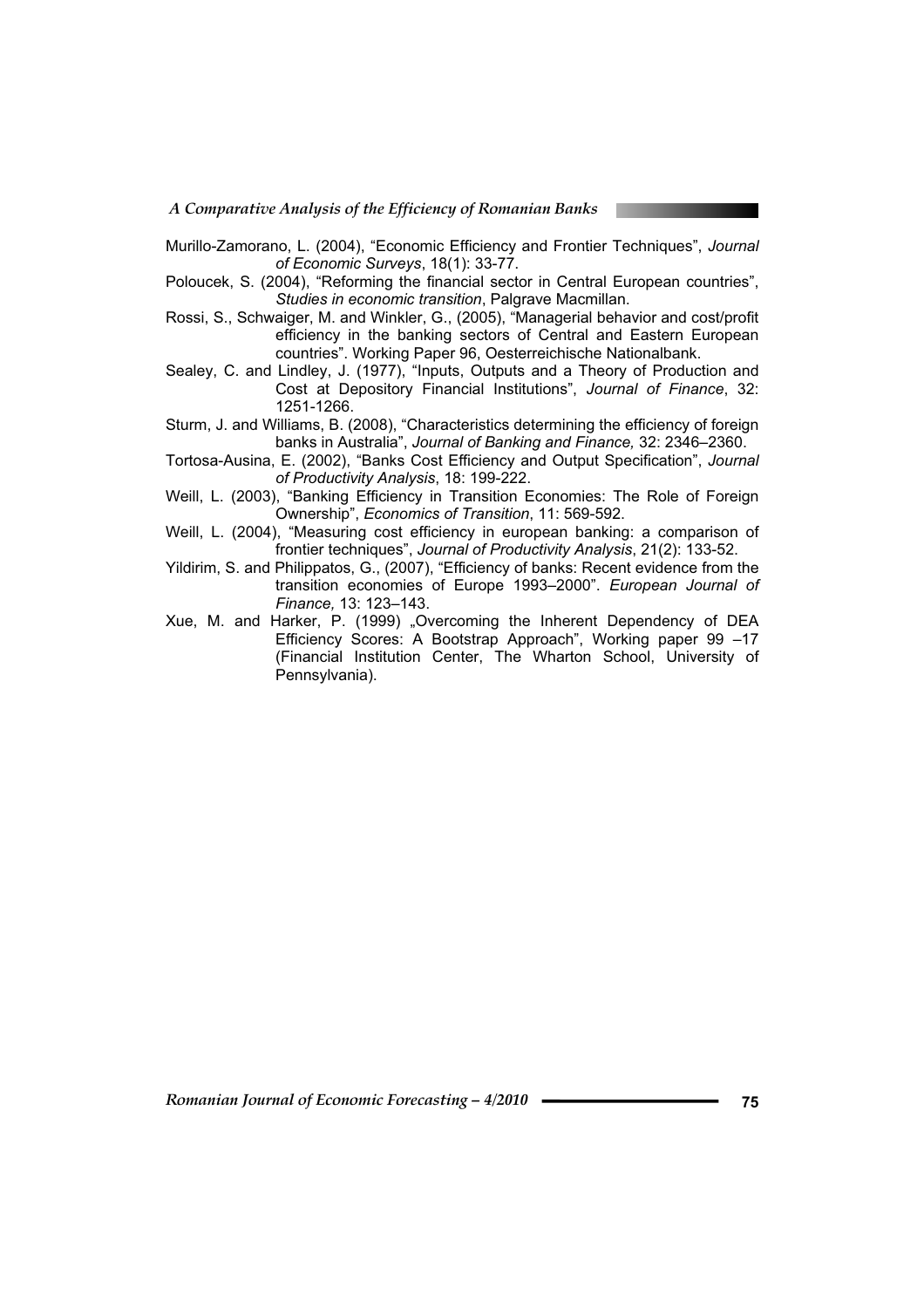Murillo-Zamorano, L. (2004), "Economic Efficiency and Frontier Techniques", *Journal of Economic Surveys*, 18(1): 33-77.

Poloucek, S. (2004), "Reforming the financial sector in Central European countries", *Studies in economic transition*, Palgrave Macmillan.

Rossi, S., Schwaiger, M. and Winkler, G., (2005), "Managerial behavior and cost/profit efficiency in the banking sectors of Central and Eastern European countries". Working Paper 96, Oesterreichische Nationalbank.

Sealey, C. and Lindley, J. (1977), "Inputs, Outputs and a Theory of Production and Cost at Depository Financial Institutions", *Journal of Finance*, 32: 1251-1266.

Sturm, J. and Williams, B. (2008), "Characteristics determining the efficiency of foreign banks in Australia", *Journal of Banking and Finance,* 32: 2346–2360.

Tortosa-Ausina, E. (2002), "Banks Cost Efficiency and Output Specification", *Journal of Productivity Analysis*, 18: 199-222.

Weill, L. (2003), "Banking Efficiency in Transition Economies: The Role of Foreign Ownership", *Economics of Transition*, 11: 569-592.

Weill, L. (2004), "Measuring cost efficiency in european banking: a comparison of frontier techniques", *Journal of Productivity Analysis*, 21(2): 133-52.

Yildirim, S. and Philippatos, G., (2007), "Efficiency of banks: Recent evidence from the transition economies of Europe 1993–2000". *European Journal of Finance,* 13: 123–143.

Xue, M. and Harker, P. (1999) „Overcoming the Inherent Dependency of DEA Efficiency Scores: A Bootstrap Approach", Working paper 99 –17 (Financial Institution Center, The Wharton School, University of Pennsylvania).